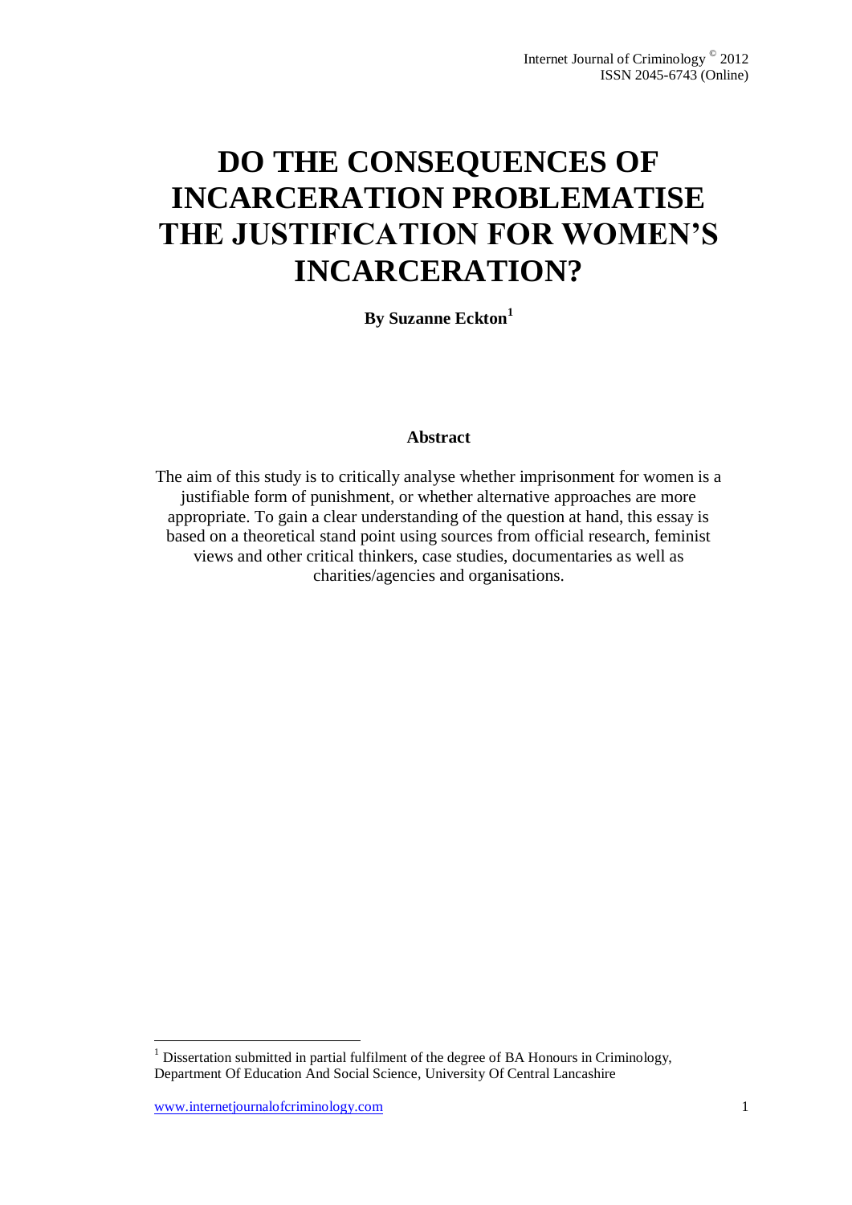# DO THE CONSEQUENCES OF INCARCERATION PROBLEMATISE THE JUSTIFICATION FOR WOMEN'S INCARCERATION?

**By Suzanne Eckton[1]**

## Abstract

The aim of this study is to critically analyse whether imprisonment for women is a justifiable form of punishment, or whether alternative approaches are more appropriate. To gain a clear understanding of the question at hand, this essay is based on a theoretical stand point using sources from official research, feminist views and other critical thinkers, case studies, documentaries as well as charities/agencies and organisations.

[1] Dissertation submitted in partial fulfilment of the degree of BA Honours in Criminology, Department Of Education And Social Science, University Of Central Lancashire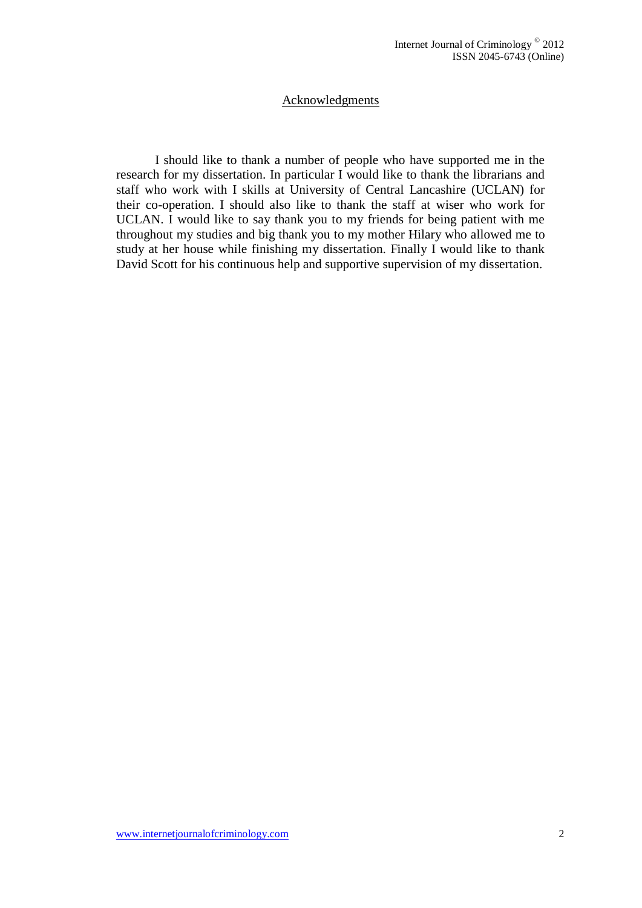## Acknowledgments

I should like to thank a number of people who have supported me in the research for my dissertation. In particular I would like to thank the librarians and staff who work with I skills at University of Central Lancashire (UCLAN) for their co-operation. I should also like to thank the staff at wiser who work for UCLAN. I would like to say thank you to my friends for being patient with me throughout my studies and big thank you to my mother Hilary who allowed me to study at her house while finishing my dissertation. Finally I would like to thank David Scott for his continuous help and supportive supervision of my dissertation.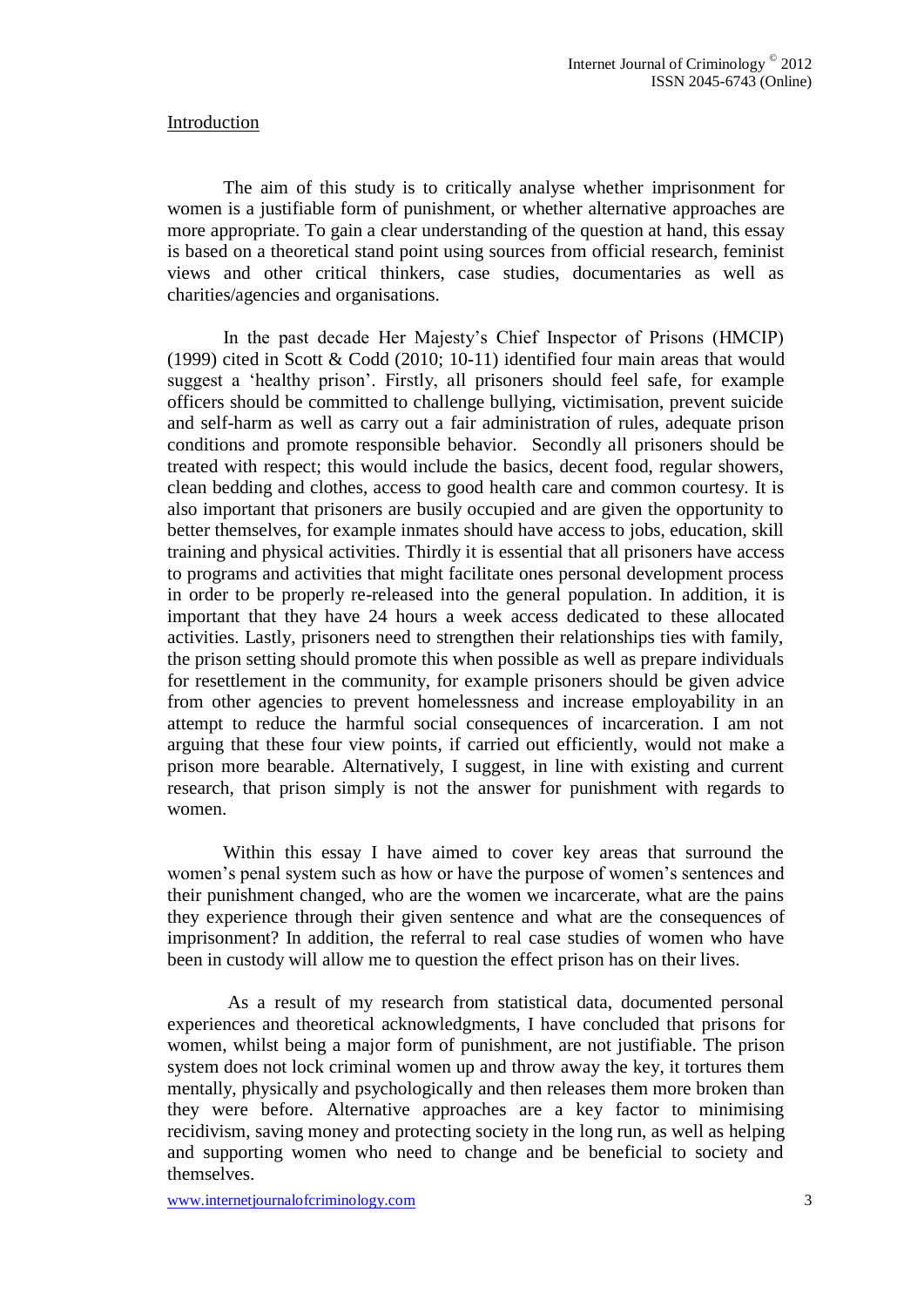## Introduction

The aim of this study is to critically analyse whether imprisonment for women is a justifiable form of punishment, or whether alternative approaches are more appropriate. To gain a clear understanding of the question at hand, this essay is based on a theoretical stand point using sources from official research, feminist views and other critical thinkers, case studies, documentaries as well as charities/agencies and organisations.

In the past decade Her Majesty's Chief Inspector of Prisons (HMCIP) (1999) cited in Scott & Codd (2010; 10-11) identified four main areas that would suggest a 'healthy prison'. Firstly, all prisoners should feel safe, for example officers should be committed to challenge bullying, victimisation, prevent suicide and self-harm as well as carry out a fair administration of rules, adequate prison conditions and promote responsible behavior. Secondly all prisoners should be treated with respect; this would include the basics, decent food, regular showers, clean bedding and clothes, access to good health care and common courtesy. It is also important that prisoners are busily occupied and are given the opportunity to better themselves, for example inmates should have access to jobs, education, skill training and physical activities. Thirdly it is essential that all prisoners have access to programs and activities that might facilitate ones personal development process in order to be properly re-released into the general population. In addition, it is important that they have 24 hours a week access dedicated to these allocated activities. Lastly, prisoners need to strengthen their relationships ties with family, the prison setting should promote this when possible as well as prepare individuals for resettlement in the community, for example prisoners should be given advice from other agencies to prevent homelessness and increase employability in an attempt to reduce the harmful social consequences of incarceration. I am not arguing that these four view points, if carried out efficiently, would not make a prison more bearable. Alternatively, I suggest, in line with existing and current research, that prison simply is not the answer for punishment with regards to women.

Within this essay I have aimed to cover key areas that surround the women's penal system such as how or have the purpose of women's sentences and their punishment changed, who are the women we incarcerate, what are the pains they experience through their given sentence and what are the consequences of imprisonment? In addition, the referral to real case studies of women who have been in custody will allow me to question the effect prison has on their lives.

As a result of my research from statistical data, documented personal experiences and theoretical acknowledgments, I have concluded that prisons for women, whilst being a major form of punishment, are not justifiable. The prison system does not lock criminal women up and throw away the key, it tortures them mentally, physically and psychologically and then releases them more broken than they were before. Alternative approaches are a key factor to minimising recidivism, saving money and protecting society in the long run, as well as helping and supporting women who need to change and be beneficial to society and themselves.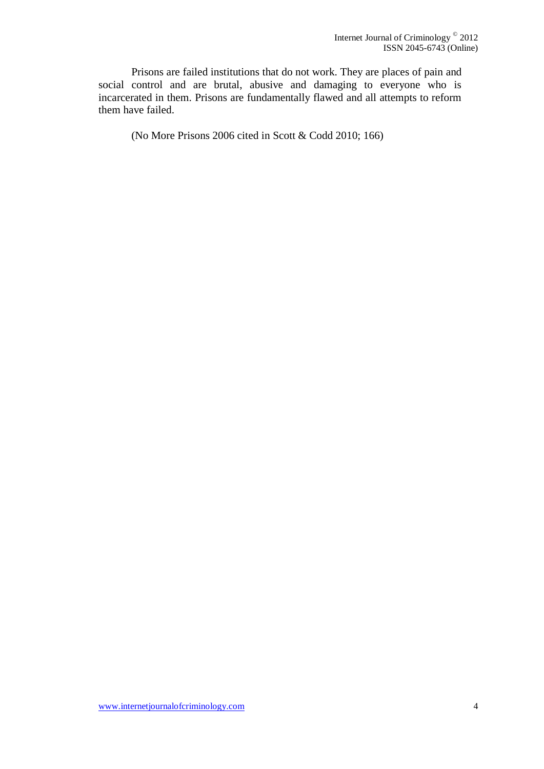> Prisons are failed institutions that do not work. They are places of pain and social control and are brutal, abusive and damaging to everyone who is incarcerated in them. Prisons are fundamentally flawed and all attempts to reform them have failed.
>
> (No More Prisons 2006 cited in Scott & Codd 2010; 166)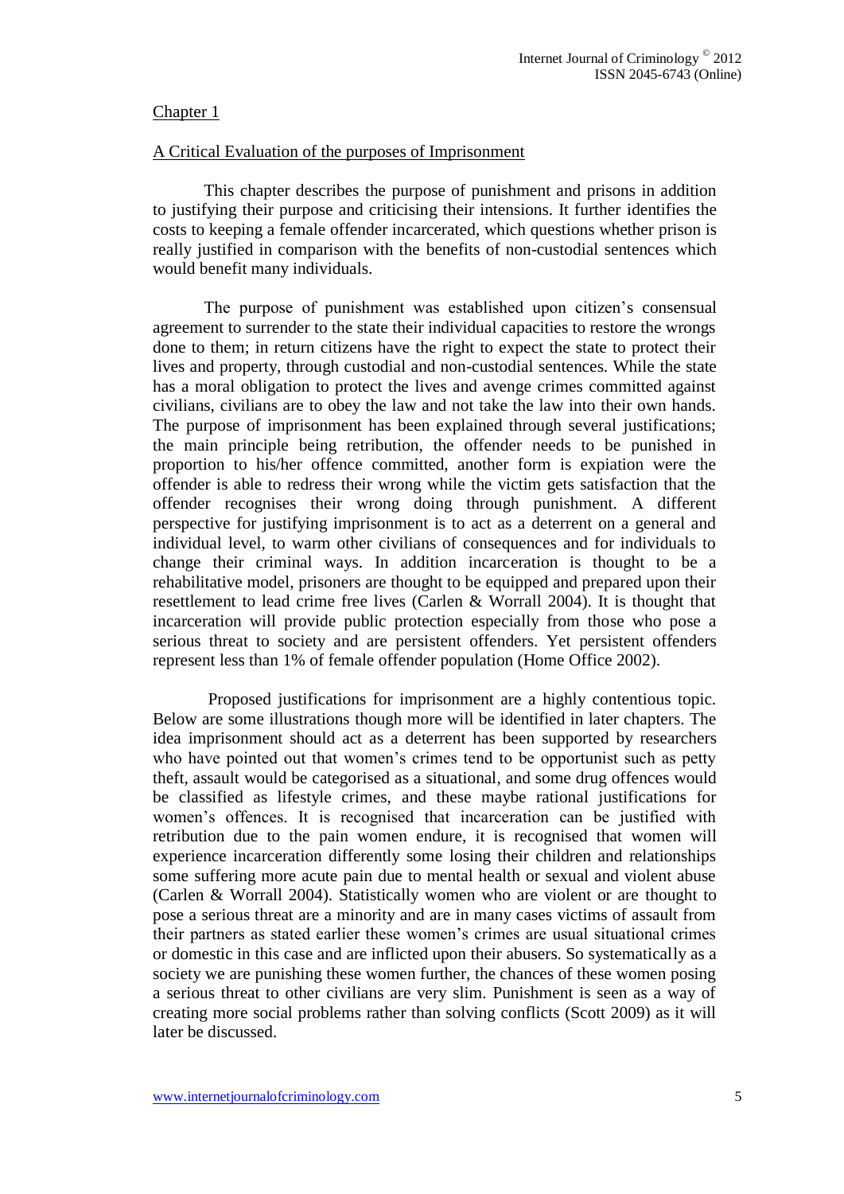## Chapter 1

## A Critical Evaluation of the purposes of Imprisonment

This chapter describes the purpose of punishment and prisons in addition to justifying their purpose and criticising their intensions. It further identifies the costs to keeping a female offender incarcerated, which questions whether prison is really justified in comparison with the benefits of non-custodial sentences which would benefit many individuals.

The purpose of punishment was established upon citizen's consensual agreement to surrender to the state their individual capacities to restore the wrongs done to them; in return citizens have the right to expect the state to protect their lives and property, through custodial and non-custodial sentences. While the state has a moral obligation to protect the lives and avenge crimes committed against civilians, civilians are to obey the law and not take the law into their own hands. The purpose of imprisonment has been explained through several justifications; the main principle being retribution, the offender needs to be punished in proportion to his/her offence committed, another form is expiation were the offender is able to redress their wrong while the victim gets satisfaction that the offender recognises their wrong doing through punishment. A different perspective for justifying imprisonment is to act as a deterrent on a general and individual level, to warm other civilians of consequences and for individuals to change their criminal ways. In addition incarceration is thought to be a rehabilitative model, prisoners are thought to be equipped and prepared upon their resettlement to lead crime free lives (Carlen & Worrall 2004). It is thought that incarceration will provide public protection especially from those who pose a serious threat to society and are persistent offenders. Yet persistent offenders represent less than 1% of female offender population (Home Office 2002).

Proposed justifications for imprisonment are a highly contentious topic. Below are some illustrations though more will be identified in later chapters. The idea imprisonment should act as a deterrent has been supported by researchers who have pointed out that women's crimes tend to be opportunist such as petty theft, assault would be categorised as a situational, and some drug offences would be classified as lifestyle crimes, and these maybe rational justifications for women's offences. It is recognised that incarceration can be justified with retribution due to the pain women endure, it is recognised that women will experience incarceration differently some losing their children and relationships some suffering more acute pain due to mental health or sexual and violent abuse (Carlen & Worrall 2004). Statistically women who are violent or are thought to pose a serious threat are a minority and are in many cases victims of assault from their partners as stated earlier these women's crimes are usual situational crimes or domestic in this case and are inflicted upon their abusers. So systematically as a society we are punishing these women further, the chances of these women posing a serious threat to other civilians are very slim. Punishment is seen as a way of creating more social problems rather than solving conflicts (Scott 2009) as it will later be discussed.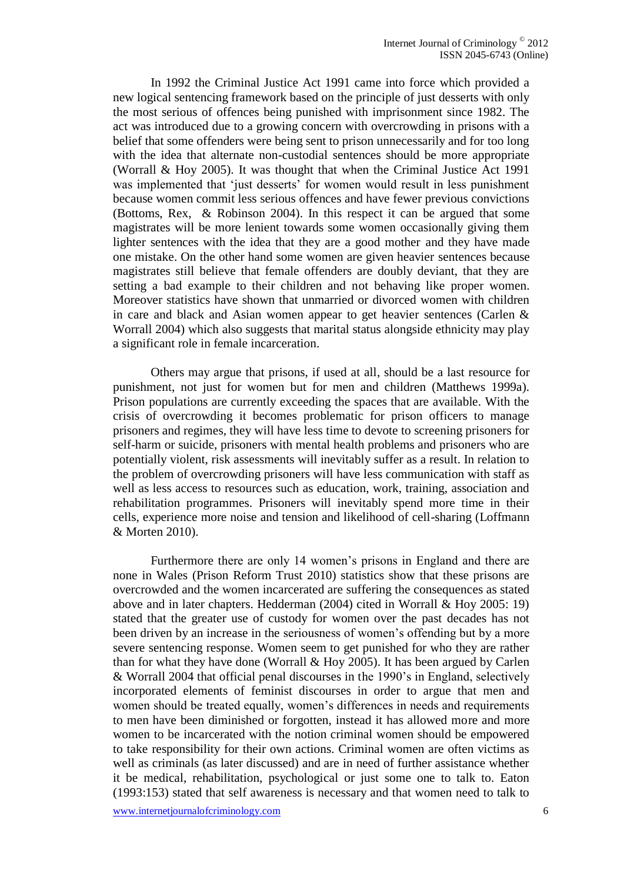In 1992 the Criminal Justice Act 1991 came into force which provided a new logical sentencing framework based on the principle of just desserts with only the most serious of offences being punished with imprisonment since 1982. The act was introduced due to a growing concern with overcrowding in prisons with a belief that some offenders were being sent to prison unnecessarily and for too long with the idea that alternate non-custodial sentences should be more appropriate (Worrall & Hoy 2005). It was thought that when the Criminal Justice Act 1991 was implemented that 'just desserts' for women would result in less punishment because women commit less serious offences and have fewer previous convictions (Bottoms, Rex, & Robinson 2004). In this respect it can be argued that some magistrates will be more lenient towards some women occasionally giving them lighter sentences with the idea that they are a good mother and they have made one mistake. On the other hand some women are given heavier sentences because magistrates still believe that female offenders are doubly deviant, that they are setting a bad example to their children and not behaving like proper women. Moreover statistics have shown that unmarried or divorced women with children in care and black and Asian women appear to get heavier sentences (Carlen & Worrall 2004) which also suggests that marital status alongside ethnicity may play a significant role in female incarceration.

Others may argue that prisons, if used at all, should be a last resource for punishment, not just for women but for men and children (Matthews 1999a). Prison populations are currently exceeding the spaces that are available. With the crisis of overcrowding it becomes problematic for prison officers to manage prisoners and regimes, they will have less time to devote to screening prisoners for self-harm or suicide, prisoners with mental health problems and prisoners who are potentially violent, risk assessments will inevitably suffer as a result. In relation to the problem of overcrowding prisoners will have less communication with staff as well as less access to resources such as education, work, training, association and rehabilitation programmes. Prisoners will inevitably spend more time in their cells, experience more noise and tension and likelihood of cell-sharing (Loffmann & Morten 2010).

Furthermore there are only 14 women's prisons in England and there are none in Wales (Prison Reform Trust 2010) statistics show that these prisons are overcrowded and the women incarcerated are suffering the consequences as stated above and in later chapters. Hedderman (2004) cited in Worrall & Hoy 2005: 19) stated that the greater use of custody for women over the past decades has not been driven by an increase in the seriousness of women's offending but by a more severe sentencing response. Women seem to get punished for who they are rather than for what they have done (Worrall & Hoy 2005). It has been argued by Carlen & Worrall 2004 that official penal discourses in the 1990's in England, selectively incorporated elements of feminist discourses in order to argue that men and women should be treated equally, women's differences in needs and requirements to men have been diminished or forgotten, instead it has allowed more and more women to be incarcerated with the notion criminal women should be empowered to take responsibility for their own actions. Criminal women are often victims as well as criminals (as later discussed) and are in need of further assistance whether it be medical, rehabilitation, psychological or just some one to talk to. Eaton (1993:153) stated that self awareness is necessary and that women need to talk to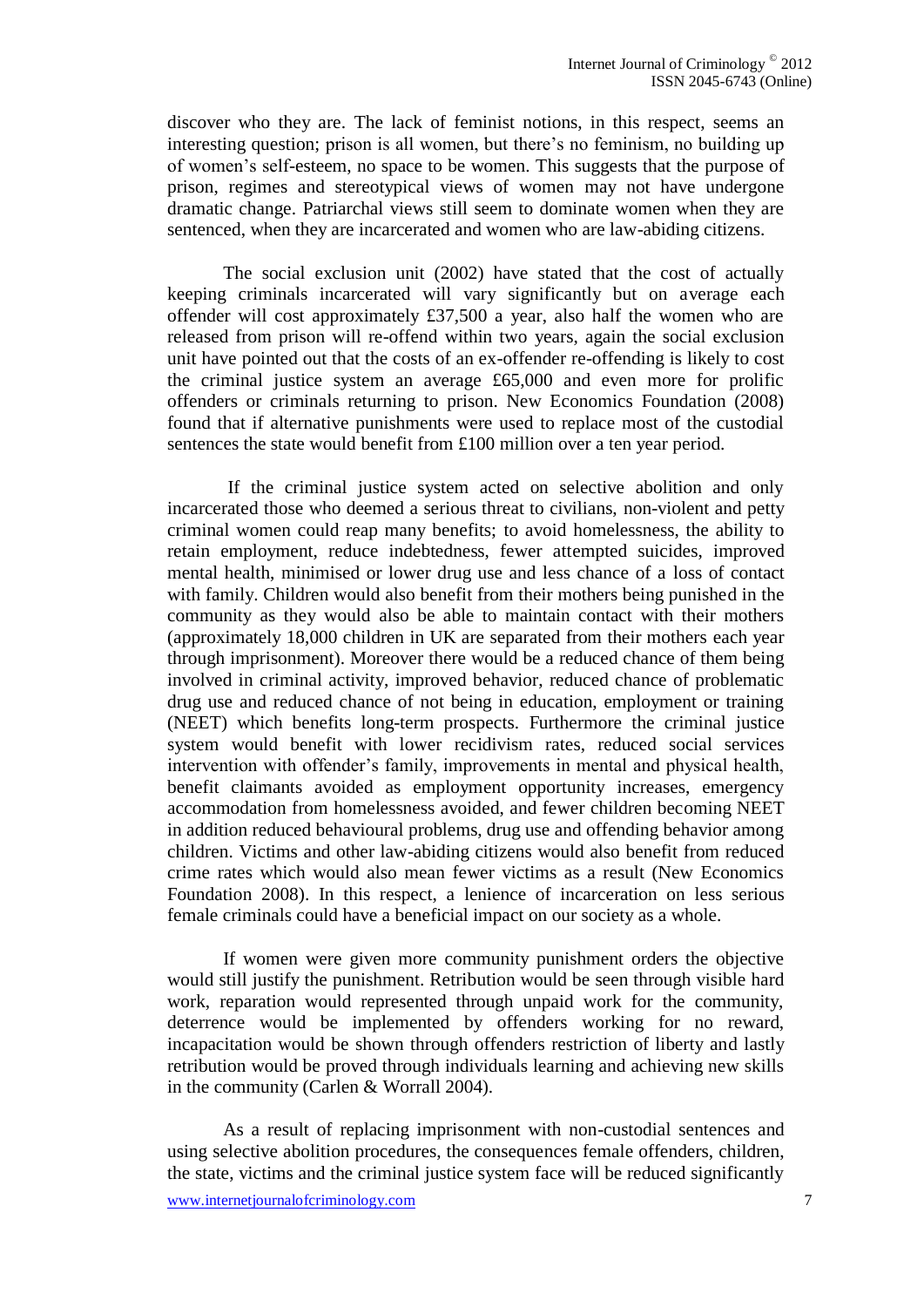discover who they are. The lack of feminist notions, in this respect, seems an interesting question; prison is all women, but there's no feminism, no building up of women's self-esteem, no space to be women. This suggests that the purpose of prison, regimes and stereotypical views of women may not have undergone dramatic change. Patriarchal views still seem to dominate women when they are sentenced, when they are incarcerated and women who are law-abiding citizens.

The social exclusion unit (2002) have stated that the cost of actually keeping criminals incarcerated will vary significantly but on average each offender will cost approximately £37,500 a year, also half the women who are released from prison will re-offend within two years, again the social exclusion unit have pointed out that the costs of an ex-offender re-offending is likely to cost the criminal justice system an average £65,000 and even more for prolific offenders or criminals returning to prison. New Economics Foundation (2008) found that if alternative punishments were used to replace most of the custodial sentences the state would benefit from £100 million over a ten year period.

If the criminal justice system acted on selective abolition and only incarcerated those who deemed a serious threat to civilians, non-violent and petty criminal women could reap many benefits; to avoid homelessness, the ability to retain employment, reduce indebtedness, fewer attempted suicides, improved mental health, minimised or lower drug use and less chance of a loss of contact with family. Children would also benefit from their mothers being punished in the community as they would also be able to maintain contact with their mothers (approximately 18,000 children in UK are separated from their mothers each year through imprisonment). Moreover there would be a reduced chance of them being involved in criminal activity, improved behavior, reduced chance of problematic drug use and reduced chance of not being in education, employment or training (NEET) which benefits long-term prospects. Furthermore the criminal justice system would benefit with lower recidivism rates, reduced social services intervention with offender's family, improvements in mental and physical health, benefit claimants avoided as employment opportunity increases, emergency accommodation from homelessness avoided, and fewer children becoming NEET in addition reduced behavioural problems, drug use and offending behavior among children. Victims and other law-abiding citizens would also benefit from reduced crime rates which would also mean fewer victims as a result (New Economics Foundation 2008). In this respect, a lenience of incarceration on less serious female criminals could have a beneficial impact on our society as a whole.

If women were given more community punishment orders the objective would still justify the punishment. Retribution would be seen through visible hard work, reparation would represented through unpaid work for the community, deterrence would be implemented by offenders working for no reward, incapacitation would be shown through offenders restriction of liberty and lastly retribution would be proved through individuals learning and achieving new skills in the community (Carlen & Worrall 2004).

As a result of replacing imprisonment with non-custodial sentences and using selective abolition procedures, the consequences female offenders, children, the state, victims and the criminal justice system face will be reduced significantly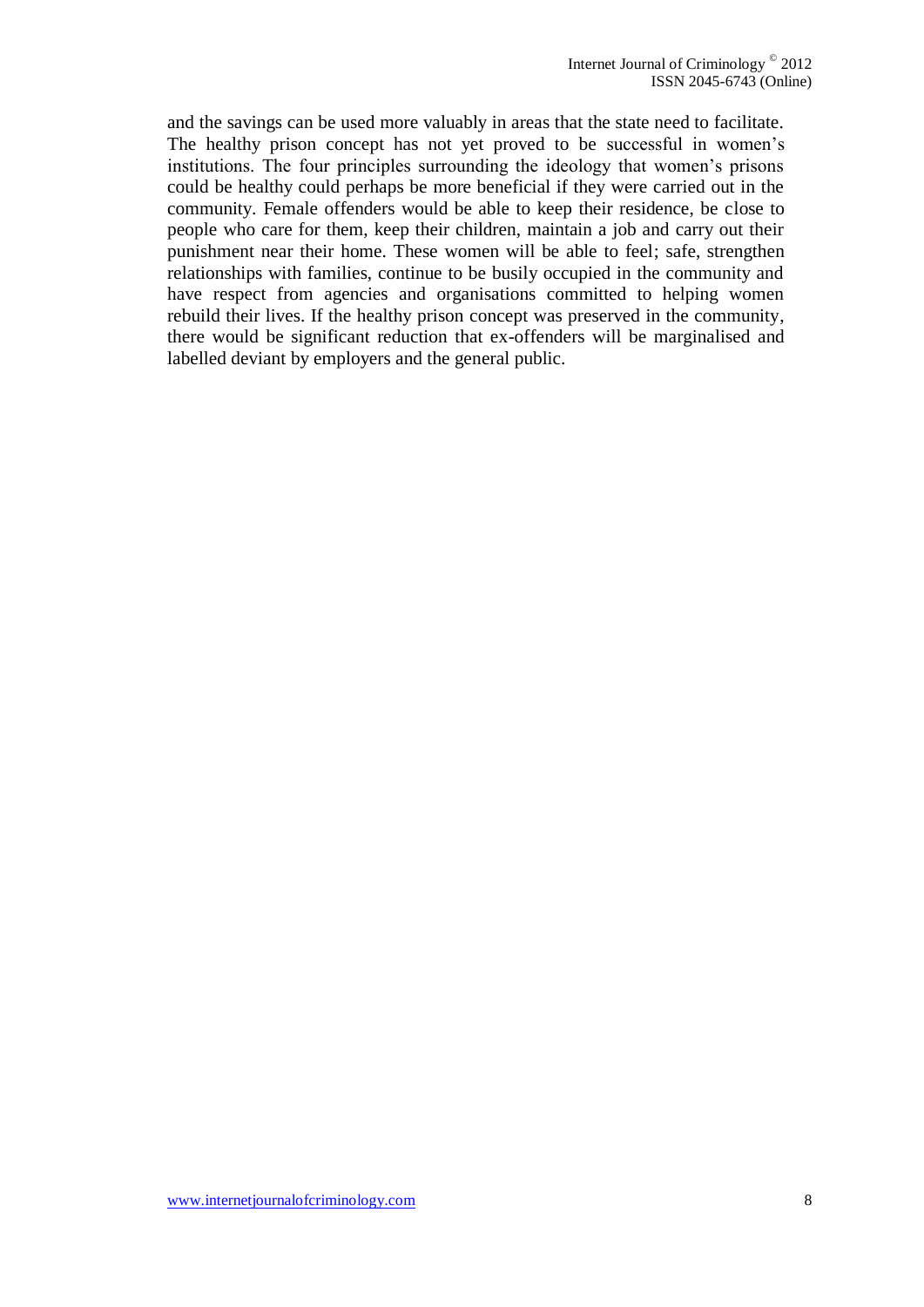and the savings can be used more valuably in areas that the state need to facilitate. The healthy prison concept has not yet proved to be successful in women's institutions. The four principles surrounding the ideology that women's prisons could be healthy could perhaps be more beneficial if they were carried out in the community. Female offenders would be able to keep their residence, be close to people who care for them, keep their children, maintain a job and carry out their punishment near their home. These women will be able to feel; safe, strengthen relationships with families, continue to be busily occupied in the community and have respect from agencies and organisations committed to helping women rebuild their lives. If the healthy prison concept was preserved in the community, there would be significant reduction that ex-offenders will be marginalised and labelled deviant by employers and the general public.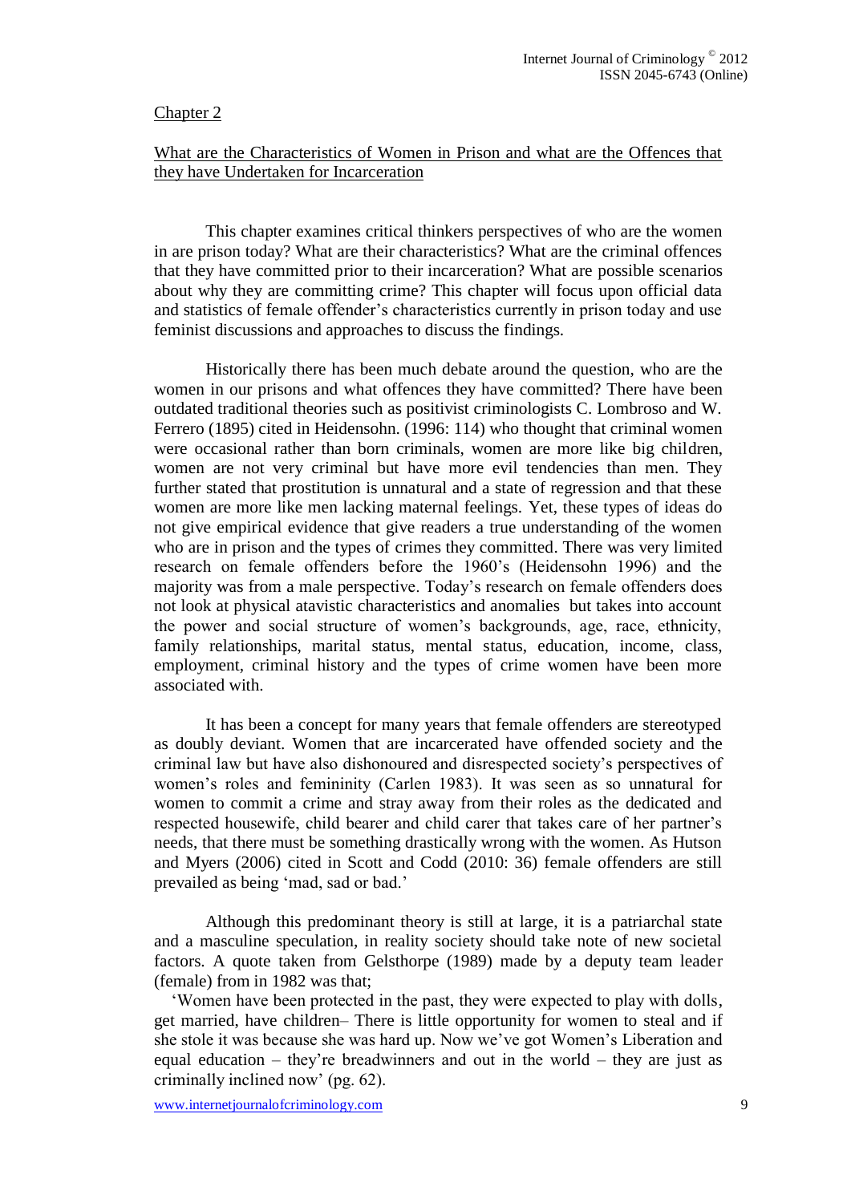## Chapter 2

### What are the Characteristics of Women in Prison and what are the Offences that they have Undertaken for Incarceration

This chapter examines critical thinkers perspectives of who are the women in are prison today? What are their characteristics? What are the criminal offences that they have committed prior to their incarceration? What are possible scenarios about why they are committing crime? This chapter will focus upon official data and statistics of female offender's characteristics currently in prison today and use feminist discussions and approaches to discuss the findings.

Historically there has been much debate around the question, who are the women in our prisons and what offences they have committed? There have been outdated traditional theories such as positivist criminologists C. Lombroso and W. Ferrero (1895) cited in Heidensohn. (1996: 114) who thought that criminal women were occasional rather than born criminals, women are more like big children, women are not very criminal but have more evil tendencies than men. They further stated that prostitution is unnatural and a state of regression and that these women are more like men lacking maternal feelings. Yet, these types of ideas do not give empirical evidence that give readers a true understanding of the women who are in prison and the types of crimes they committed. There was very limited research on female offenders before the 1960's (Heidensohn 1996) and the majority was from a male perspective. Today's research on female offenders does not look at physical atavistic characteristics and anomalies but takes into account the power and social structure of women's backgrounds, age, race, ethnicity, family relationships, marital status, mental status, education, income, class, employment, criminal history and the types of crime women have been more associated with.

It has been a concept for many years that female offenders are stereotyped as doubly deviant. Women that are incarcerated have offended society and the criminal law but have also dishonoured and disrespected society's perspectives of women's roles and femininity (Carlen 1983). It was seen as so unnatural for women to commit a crime and stray away from their roles as the dedicated and respected housewife, child bearer and child carer that takes care of her partner's needs, that there must be something drastically wrong with the women. As Hutson and Myers (2006) cited in Scott and Codd (2010: 36) female offenders are still prevailed as being 'mad, sad or bad.'

Although this predominant theory is still at large, it is a patriarchal state and a masculine speculation, in reality society should take note of new societal factors. A quote taken from Gelsthorpe (1989) made by a deputy team leader (female) from in 1982 was that;

'Women have been protected in the past, they were expected to play with dolls, get married, have children– There is little opportunity for women to steal and if she stole it was because she was hard up. Now we've got Women's Liberation and equal education – they're breadwinners and out in the world – they are just as criminally inclined now' (pg. 62).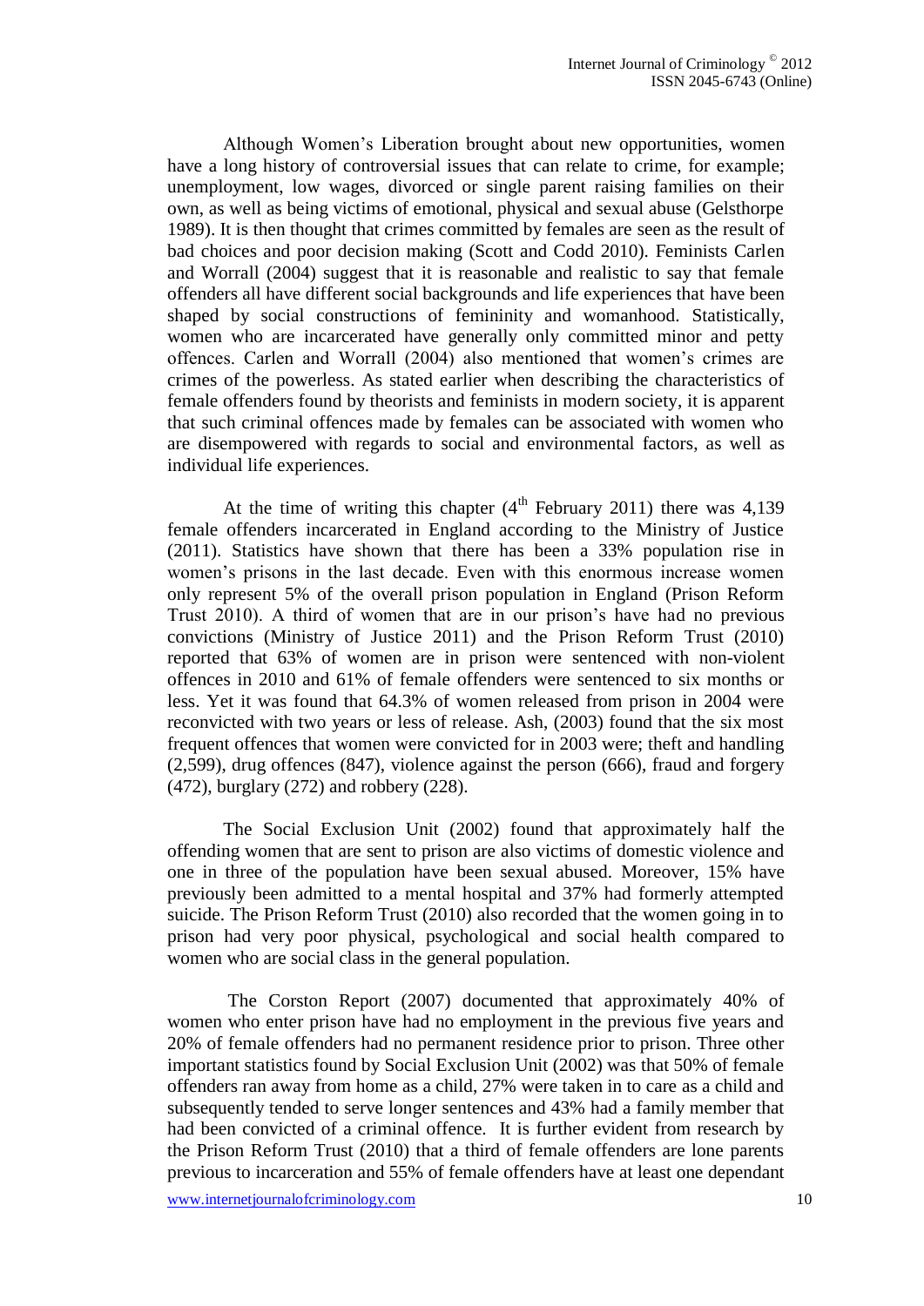Although Women's Liberation brought about new opportunities, women have a long history of controversial issues that can relate to crime, for example; unemployment, low wages, divorced or single parent raising families on their own, as well as being victims of emotional, physical and sexual abuse (Gelsthorpe 1989). It is then thought that crimes committed by females are seen as the result of bad choices and poor decision making (Scott and Codd 2010). Feminists Carlen and Worrall (2004) suggest that it is reasonable and realistic to say that female offenders all have different social backgrounds and life experiences that have been shaped by social constructions of femininity and womanhood. Statistically, women who are incarcerated have generally only committed minor and petty offences. Carlen and Worrall (2004) also mentioned that women's crimes are crimes of the powerless. As stated earlier when describing the characteristics of female offenders found by theorists and feminists in modern society, it is apparent that such criminal offences made by females can be associated with women who are disempowered with regards to social and environmental factors, as well as individual life experiences.

At the time of writing this chapter (4th February 2011) there was 4,139 female offenders incarcerated in England according to the Ministry of Justice (2011). Statistics have shown that there has been a 33% population rise in women's prisons in the last decade. Even with this enormous increase women only represent 5% of the overall prison population in England (Prison Reform Trust 2010). A third of women that are in our prison's have had no previous convictions (Ministry of Justice 2011) and the Prison Reform Trust (2010) reported that 63% of women are in prison were sentenced with non-violent offences in 2010 and 61% of female offenders were sentenced to six months or less. Yet it was found that 64.3% of women released from prison in 2004 were reconvicted with two years or less of release. Ash, (2003) found that the six most frequent offences that women were convicted for in 2003 were; theft and handling (2,599), drug offences (847), violence against the person (666), fraud and forgery (472), burglary (272) and robbery (228).

The Social Exclusion Unit (2002) found that approximately half the offending women that are sent to prison are also victims of domestic violence and one in three of the population have been sexual abused. Moreover, 15% have previously been admitted to a mental hospital and 37% had formerly attempted suicide. The Prison Reform Trust (2010) also recorded that the women going in to prison had very poor physical, psychological and social health compared to women who are social class in the general population.

The Corston Report (2007) documented that approximately 40% of women who enter prison have had no employment in the previous five years and 20% of female offenders had no permanent residence prior to prison. Three other important statistics found by Social Exclusion Unit (2002) was that 50% of female offenders ran away from home as a child, 27% were taken in to care as a child and subsequently tended to serve longer sentences and 43% had a family member that had been convicted of a criminal offence. It is further evident from research by the Prison Reform Trust (2010) that a third of female offenders are lone parents previous to incarceration and 55% of female offenders have at least one dependant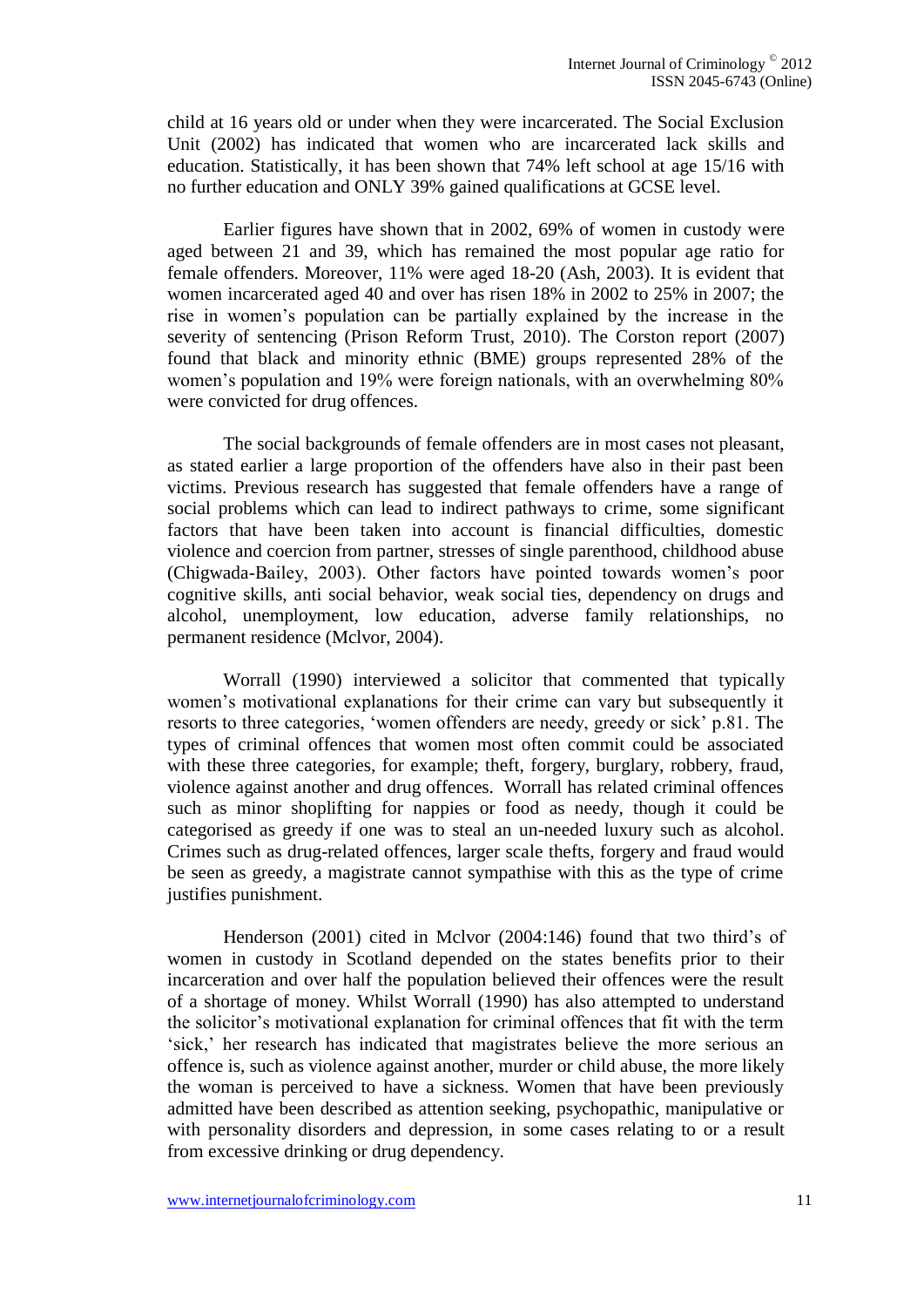child at 16 years old or under when they were incarcerated. The Social Exclusion Unit (2002) has indicated that women who are incarcerated lack skills and education. Statistically, it has been shown that 74% left school at age 15/16 with no further education and ONLY 39% gained qualifications at GCSE level.

Earlier figures have shown that in 2002, 69% of women in custody were aged between 21 and 39, which has remained the most popular age ratio for female offenders. Moreover, 11% were aged 18-20 (Ash, 2003). It is evident that women incarcerated aged 40 and over has risen 18% in 2002 to 25% in 2007; the rise in women's population can be partially explained by the increase in the severity of sentencing (Prison Reform Trust, 2010). The Corston report (2007) found that black and minority ethnic (BME) groups represented 28% of the women's population and 19% were foreign nationals, with an overwhelming 80% were convicted for drug offences.

The social backgrounds of female offenders are in most cases not pleasant, as stated earlier a large proportion of the offenders have also in their past been victims. Previous research has suggested that female offenders have a range of social problems which can lead to indirect pathways to crime, some significant factors that have been taken into account is financial difficulties, domestic violence and coercion from partner, stresses of single parenthood, childhood abuse (Chigwada-Bailey, 2003). Other factors have pointed towards women's poor cognitive skills, anti social behavior, weak social ties, dependency on drugs and alcohol, unemployment, low education, adverse family relationships, no permanent residence (Mclvor, 2004).

Worrall (1990) interviewed a solicitor that commented that typically women's motivational explanations for their crime can vary but subsequently it resorts to three categories, 'women offenders are needy, greedy or sick' p.81. The types of criminal offences that women most often commit could be associated with these three categories, for example; theft, forgery, burglary, robbery, fraud, violence against another and drug offences. Worrall has related criminal offences such as minor shoplifting for nappies or food as needy, though it could be categorised as greedy if one was to steal an un-needed luxury such as alcohol. Crimes such as drug-related offences, larger scale thefts, forgery and fraud would be seen as greedy, a magistrate cannot sympathise with this as the type of crime justifies punishment.

Henderson (2001) cited in Mclvor (2004:146) found that two third's of women in custody in Scotland depended on the states benefits prior to their incarceration and over half the population believed their offences were the result of a shortage of money. Whilst Worrall (1990) has also attempted to understand the solicitor's motivational explanation for criminal offences that fit with the term 'sick,' her research has indicated that magistrates believe the more serious an offence is, such as violence against another, murder or child abuse, the more likely the woman is perceived to have a sickness. Women that have been previously admitted have been described as attention seeking, psychopathic, manipulative or with personality disorders and depression, in some cases relating to or a result from excessive drinking or drug dependency.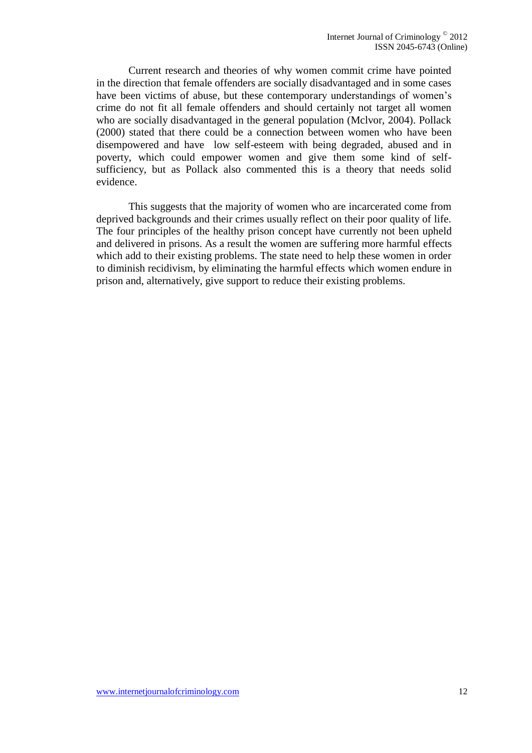Current research and theories of why women commit crime have pointed in the direction that female offenders are socially disadvantaged and in some cases have been victims of abuse, but these contemporary understandings of women's crime do not fit all female offenders and should certainly not target all women who are socially disadvantaged in the general population (Mclvor, 2004). Pollack (2000) stated that there could be a connection between women who have been disempowered and have low self-esteem with being degraded, abused and in poverty, which could empower women and give them some kind of self-sufficiency, but as Pollack also commented this is a theory that needs solid evidence.

This suggests that the majority of women who are incarcerated come from deprived backgrounds and their crimes usually reflect on their poor quality of life. The four principles of the healthy prison concept have currently not been upheld and delivered in prisons. As a result the women are suffering more harmful effects which add to their existing problems. The state need to help these women in order to diminish recidivism, by eliminating the harmful effects which women endure in prison and, alternatively, give support to reduce their existing problems.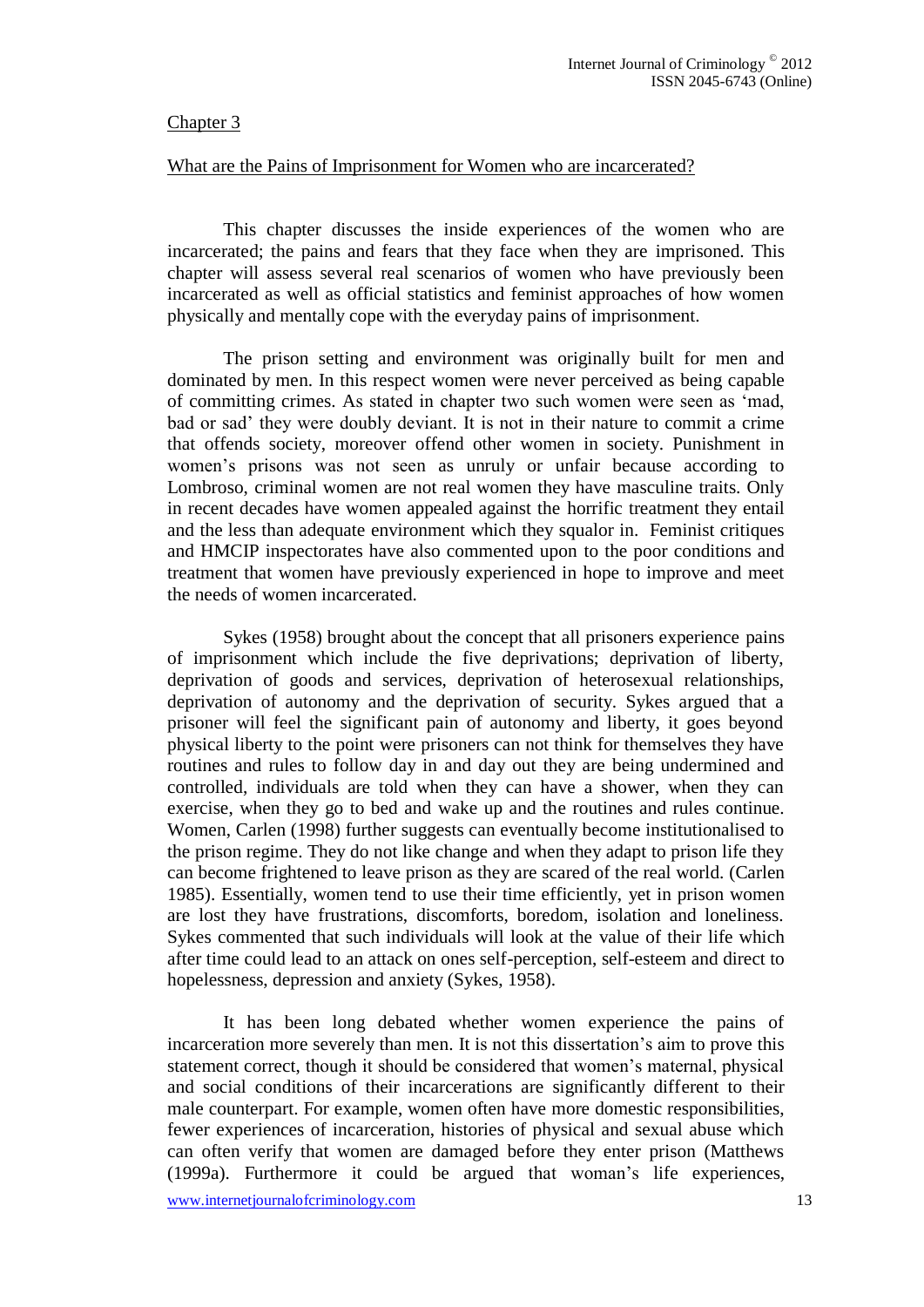## Chapter 3

### What are the Pains of Imprisonment for Women who are incarcerated?

This chapter discusses the inside experiences of the women who are incarcerated; the pains and fears that they face when they are imprisoned. This chapter will assess several real scenarios of women who have previously been incarcerated as well as official statistics and feminist approaches of how women physically and mentally cope with the everyday pains of imprisonment.

The prison setting and environment was originally built for men and dominated by men. In this respect women were never perceived as being capable of committing crimes. As stated in chapter two such women were seen as 'mad, bad or sad' they were doubly deviant. It is not in their nature to commit a crime that offends society, moreover offend other women in society. Punishment in women's prisons was not seen as unruly or unfair because according to Lombroso, criminal women are not real women they have masculine traits. Only in recent decades have women appealed against the horrific treatment they entail and the less than adequate environment which they squalor in. Feminist critiques and HMCIP inspectorates have also commented upon to the poor conditions and treatment that women have previously experienced in hope to improve and meet the needs of women incarcerated.

Sykes (1958) brought about the concept that all prisoners experience pains of imprisonment which include the five deprivations; deprivation of liberty, deprivation of goods and services, deprivation of heterosexual relationships, deprivation of autonomy and the deprivation of security. Sykes argued that a prisoner will feel the significant pain of autonomy and liberty, it goes beyond physical liberty to the point were prisoners can not think for themselves they have routines and rules to follow day in and day out they are being undermined and controlled, individuals are told when they can have a shower, when they can exercise, when they go to bed and wake up and the routines and rules continue. Women, Carlen (1998) further suggests can eventually become institutionalised to the prison regime. They do not like change and when they adapt to prison life they can become frightened to leave prison as they are scared of the real world. (Carlen 1985). Essentially, women tend to use their time efficiently, yet in prison women are lost they have frustrations, discomforts, boredom, isolation and loneliness. Sykes commented that such individuals will look at the value of their life which after time could lead to an attack on ones self-perception, self-esteem and direct to hopelessness, depression and anxiety (Sykes, 1958).

It has been long debated whether women experience the pains of incarceration more severely than men. It is not this dissertation's aim to prove this statement correct, though it should be considered that women's maternal, physical and social conditions of their incarcerations are significantly different to their male counterpart. For example, women often have more domestic responsibilities, fewer experiences of incarceration, histories of physical and sexual abuse which can often verify that women are damaged before they enter prison (Matthews (1999a). Furthermore it could be argued that woman's life experiences,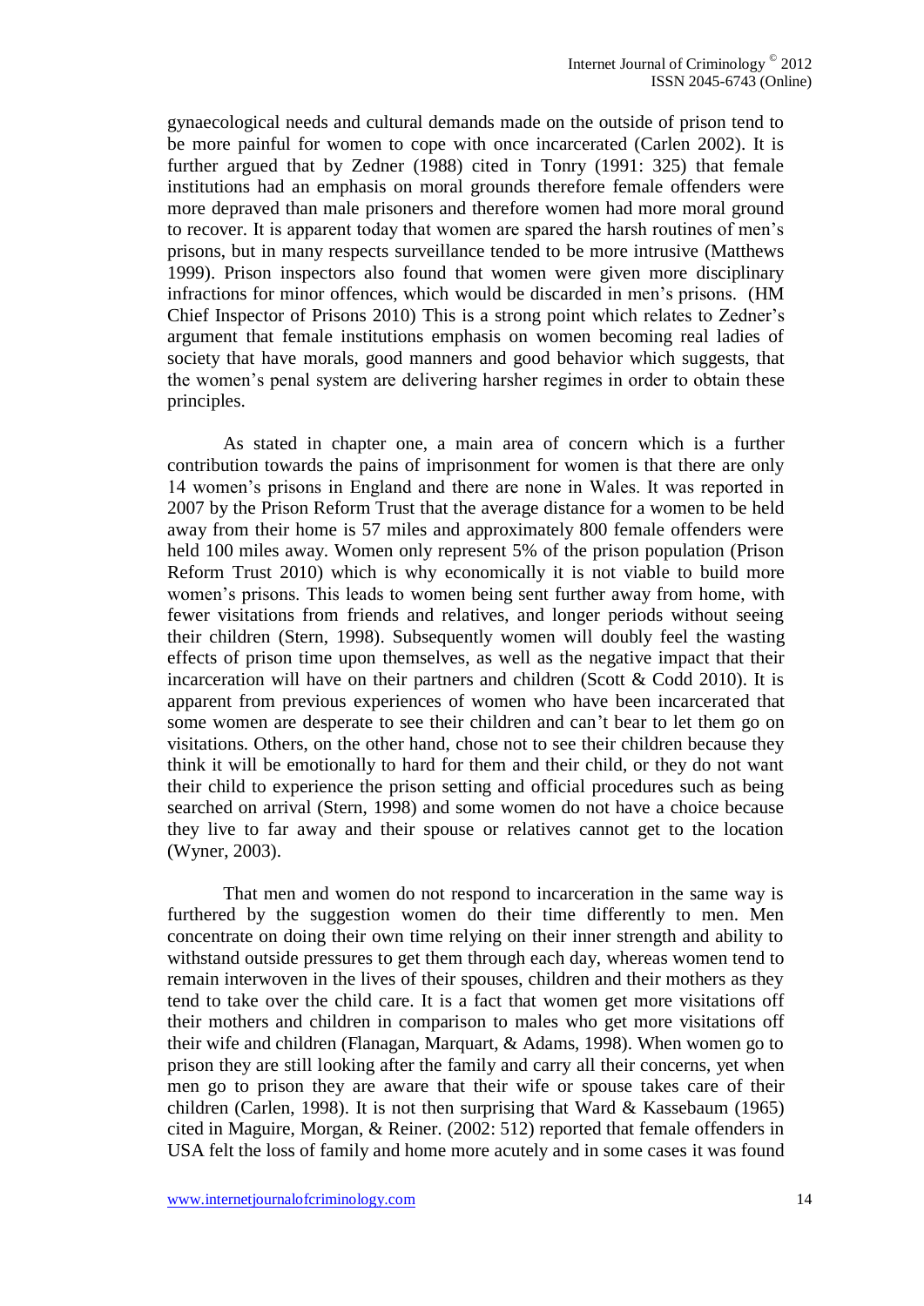gynaecological needs and cultural demands made on the outside of prison tend to be more painful for women to cope with once incarcerated (Carlen 2002). It is further argued that by Zedner (1988) cited in Tonry (1991: 325) that female institutions had an emphasis on moral grounds therefore female offenders were more depraved than male prisoners and therefore women had more moral ground to recover. It is apparent today that women are spared the harsh routines of men's prisons, but in many respects surveillance tended to be more intrusive (Matthews 1999). Prison inspectors also found that women were given more disciplinary infractions for minor offences, which would be discarded in men's prisons. (HM Chief Inspector of Prisons 2010) This is a strong point which relates to Zedner's argument that female institutions emphasis on women becoming real ladies of society that have morals, good manners and good behavior which suggests, that the women's penal system are delivering harsher regimes in order to obtain these principles.

As stated in chapter one, a main area of concern which is a further contribution towards the pains of imprisonment for women is that there are only 14 women's prisons in England and there are none in Wales. It was reported in 2007 by the Prison Reform Trust that the average distance for a women to be held away from their home is 57 miles and approximately 800 female offenders were held 100 miles away. Women only represent 5% of the prison population (Prison Reform Trust 2010) which is why economically it is not viable to build more women's prisons. This leads to women being sent further away from home, with fewer visitations from friends and relatives, and longer periods without seeing their children (Stern, 1998). Subsequently women will doubly feel the wasting effects of prison time upon themselves, as well as the negative impact that their incarceration will have on their partners and children (Scott & Codd 2010). It is apparent from previous experiences of women who have been incarcerated that some women are desperate to see their children and can't bear to let them go on visitations. Others, on the other hand, chose not to see their children because they think it will be emotionally to hard for them and their child, or they do not want their child to experience the prison setting and official procedures such as being searched on arrival (Stern, 1998) and some women do not have a choice because they live to far away and their spouse or relatives cannot get to the location (Wyner, 2003).

That men and women do not respond to incarceration in the same way is furthered by the suggestion women do their time differently to men. Men concentrate on doing their own time relying on their inner strength and ability to withstand outside pressures to get them through each day, whereas women tend to remain interwoven in the lives of their spouses, children and their mothers as they tend to take over the child care. It is a fact that women get more visitations off their mothers and children in comparison to males who get more visitations off their wife and children (Flanagan, Marquart, & Adams, 1998). When women go to prison they are still looking after the family and carry all their concerns, yet when men go to prison they are aware that their wife or spouse takes care of their children (Carlen, 1998). It is not then surprising that Ward & Kassebaum (1965) cited in Maguire, Morgan, & Reiner. (2002: 512) reported that female offenders in USA felt the loss of family and home more acutely and in some cases it was found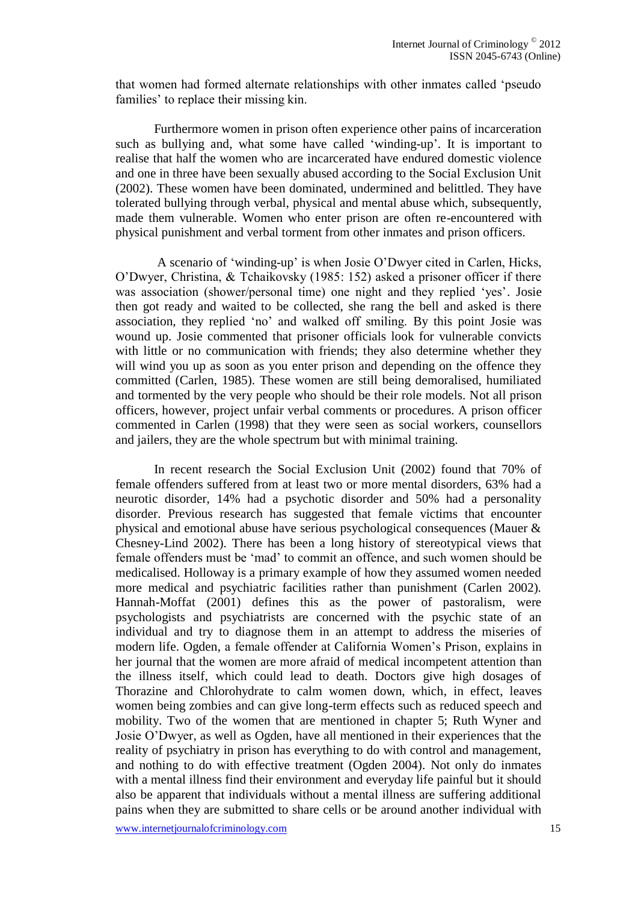that women had formed alternate relationships with other inmates called 'pseudo families' to replace their missing kin.

Furthermore women in prison often experience other pains of incarceration such as bullying and, what some have called 'winding-up'. It is important to realise that half the women who are incarcerated have endured domestic violence and one in three have been sexually abused according to the Social Exclusion Unit (2002). These women have been dominated, undermined and belittled. They have tolerated bullying through verbal, physical and mental abuse which, subsequently, made them vulnerable. Women who enter prison are often re-encountered with physical punishment and verbal torment from other inmates and prison officers.

A scenario of 'winding-up' is when Josie O'Dwyer cited in Carlen, Hicks, O'Dwyer, Christina, & Tchaikovsky (1985: 152) asked a prisoner officer if there was association (shower/personal time) one night and they replied 'yes'. Josie then got ready and waited to be collected, she rang the bell and asked is there association, they replied 'no' and walked off smiling. By this point Josie was wound up. Josie commented that prisoner officials look for vulnerable convicts with little or no communication with friends; they also determine whether they will wind you up as soon as you enter prison and depending on the offence they committed (Carlen, 1985). These women are still being demoralised, humiliated and tormented by the very people who should be their role models. Not all prison officers, however, project unfair verbal comments or procedures. A prison officer commented in Carlen (1998) that they were seen as social workers, counsellors and jailers, they are the whole spectrum but with minimal training.

In recent research the Social Exclusion Unit (2002) found that 70% of female offenders suffered from at least two or more mental disorders, 63% had a neurotic disorder, 14% had a psychotic disorder and 50% had a personality disorder. Previous research has suggested that female victims that encounter physical and emotional abuse have serious psychological consequences (Mauer & Chesney-Lind 2002). There has been a long history of stereotypical views that female offenders must be 'mad' to commit an offence, and such women should be medicalised. Holloway is a primary example of how they assumed women needed more medical and psychiatric facilities rather than punishment (Carlen 2002). Hannah-Moffat (2001) defines this as the power of pastoralism, were psychologists and psychiatrists are concerned with the psychic state of an individual and try to diagnose them in an attempt to address the miseries of modern life. Ogden, a female offender at California Women's Prison, explains in her journal that the women are more afraid of medical incompetent attention than the illness itself, which could lead to death. Doctors give high dosages of Thorazine and Chlorohydrate to calm women down, which, in effect, leaves women being zombies and can give long-term effects such as reduced speech and mobility. Two of the women that are mentioned in chapter 5; Ruth Wyner and Josie O'Dwyer, as well as Ogden, have all mentioned in their experiences that the reality of psychiatry in prison has everything to do with control and management, and nothing to do with effective treatment (Ogden 2004). Not only do inmates with a mental illness find their environment and everyday life painful but it should also be apparent that individuals without a mental illness are suffering additional pains when they are submitted to share cells or be around another individual with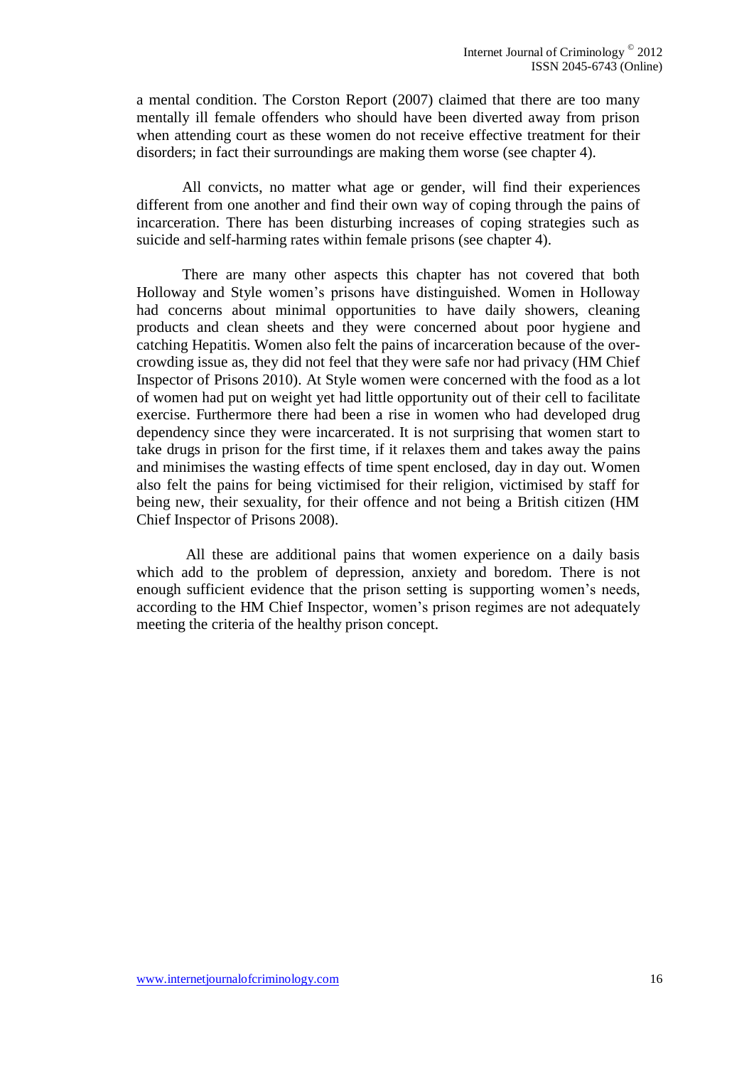a mental condition. The Corston Report (2007) claimed that there are too many mentally ill female offenders who should have been diverted away from prison when attending court as these women do not receive effective treatment for their disorders; in fact their surroundings are making them worse (see chapter 4).

All convicts, no matter what age or gender, will find their experiences different from one another and find their own way of coping through the pains of incarceration. There has been disturbing increases of coping strategies such as suicide and self-harming rates within female prisons (see chapter 4).

There are many other aspects this chapter has not covered that both Holloway and Style women's prisons have distinguished. Women in Holloway had concerns about minimal opportunities to have daily showers, cleaning products and clean sheets and they were concerned about poor hygiene and catching Hepatitis. Women also felt the pains of incarceration because of the over-crowding issue as, they did not feel that they were safe nor had privacy (HM Chief Inspector of Prisons 2010). At Style women were concerned with the food as a lot of women had put on weight yet had little opportunity out of their cell to facilitate exercise. Furthermore there had been a rise in women who had developed drug dependency since they were incarcerated. It is not surprising that women start to take drugs in prison for the first time, if it relaxes them and takes away the pains and minimises the wasting effects of time spent enclosed, day in day out. Women also felt the pains for being victimised for their religion, victimised by staff for being new, their sexuality, for their offence and not being a British citizen (HM Chief Inspector of Prisons 2008).

All these are additional pains that women experience on a daily basis which add to the problem of depression, anxiety and boredom. There is not enough sufficient evidence that the prison setting is supporting women's needs, according to the HM Chief Inspector, women's prison regimes are not adequately meeting the criteria of the healthy prison concept.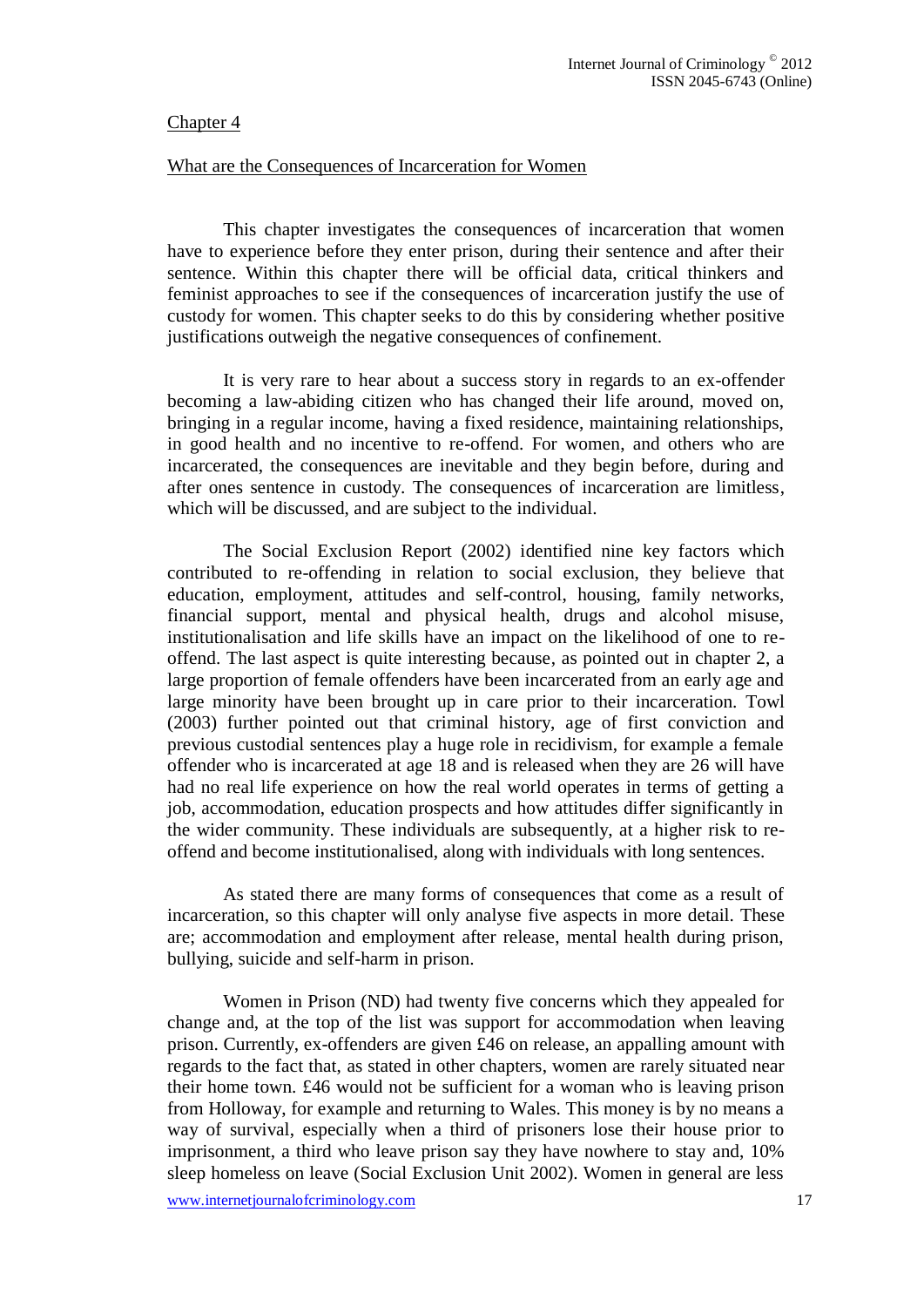## Chapter 4

### What are the Consequences of Incarceration for Women

This chapter investigates the consequences of incarceration that women have to experience before they enter prison, during their sentence and after their sentence. Within this chapter there will be official data, critical thinkers and feminist approaches to see if the consequences of incarceration justify the use of custody for women. This chapter seeks to do this by considering whether positive justifications outweigh the negative consequences of confinement.

It is very rare to hear about a success story in regards to an ex-offender becoming a law-abiding citizen who has changed their life around, moved on, bringing in a regular income, having a fixed residence, maintaining relationships, in good health and no incentive to re-offend. For women, and others who are incarcerated, the consequences are inevitable and they begin before, during and after ones sentence in custody. The consequences of incarceration are limitless, which will be discussed, and are subject to the individual.

The Social Exclusion Report (2002) identified nine key factors which contributed to re-offending in relation to social exclusion, they believe that education, employment, attitudes and self-control, housing, family networks, financial support, mental and physical health, drugs and alcohol misuse, institutionalisation and life skills have an impact on the likelihood of one to re-offend. The last aspect is quite interesting because, as pointed out in chapter 2, a large proportion of female offenders have been incarcerated from an early age and large minority have been brought up in care prior to their incarceration. Towl (2003) further pointed out that criminal history, age of first conviction and previous custodial sentences play a huge role in recidivism, for example a female offender who is incarcerated at age 18 and is released when they are 26 will have had no real life experience on how the real world operates in terms of getting a job, accommodation, education prospects and how attitudes differ significantly in the wider community. These individuals are subsequently, at a higher risk to re-offend and become institutionalised, along with individuals with long sentences.

As stated there are many forms of consequences that come as a result of incarceration, so this chapter will only analyse five aspects in more detail. These are; accommodation and employment after release, mental health during prison, bullying, suicide and self-harm in prison.

Women in Prison (ND) had twenty five concerns which they appealed for change and, at the top of the list was support for accommodation when leaving prison. Currently, ex-offenders are given £46 on release, an appalling amount with regards to the fact that, as stated in other chapters, women are rarely situated near their home town. £46 would not be sufficient for a woman who is leaving prison from Holloway, for example and returning to Wales. This money is by no means a way of survival, especially when a third of prisoners lose their house prior to imprisonment, a third who leave prison say they have nowhere to stay and, 10% sleep homeless on leave (Social Exclusion Unit 2002). Women in general are less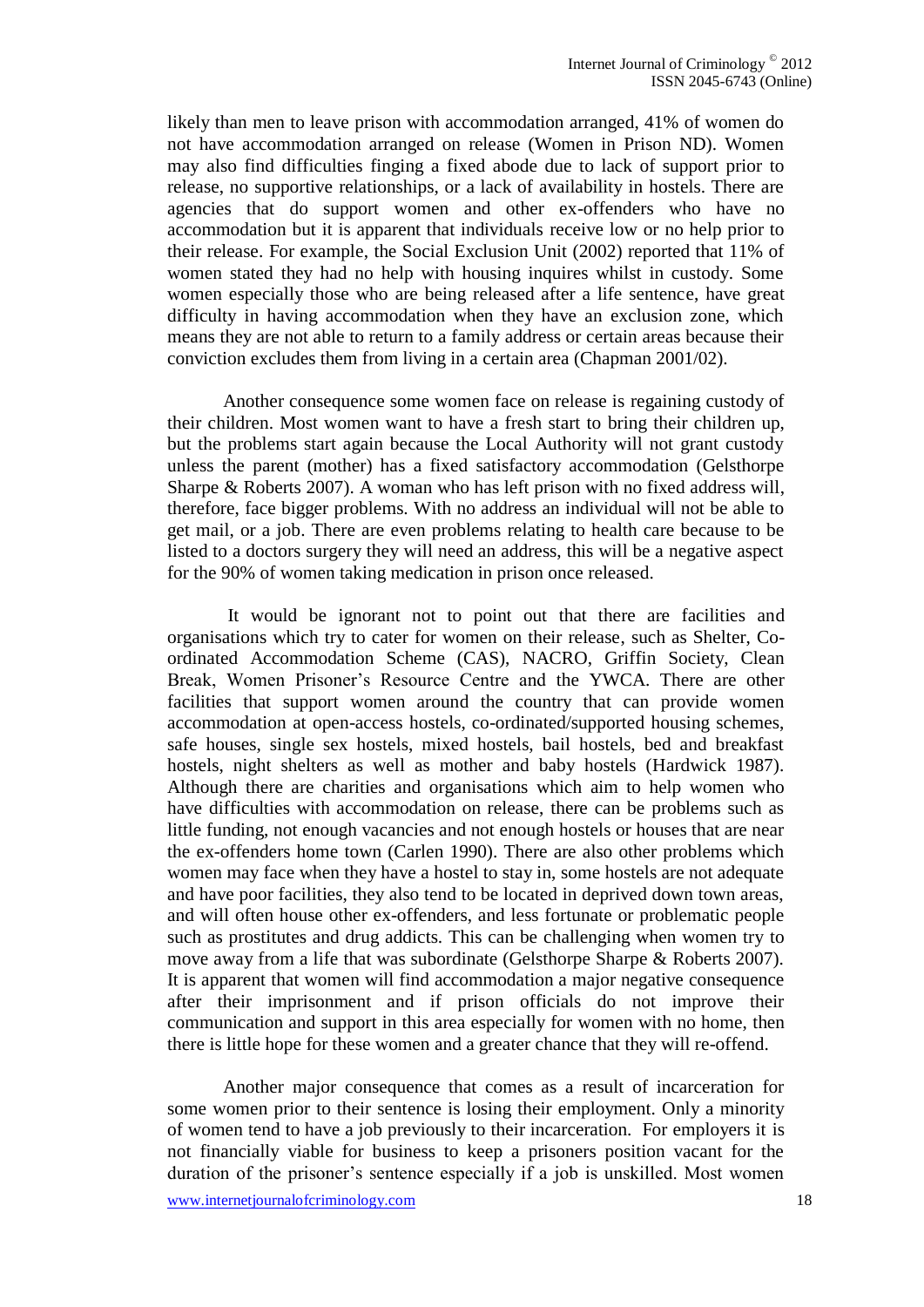likely than men to leave prison with accommodation arranged, 41% of women do not have accommodation arranged on release (Women in Prison ND). Women may also find difficulties finging a fixed abode due to lack of support prior to release, no supportive relationships, or a lack of availability in hostels. There are agencies that do support women and other ex-offenders who have no accommodation but it is apparent that individuals receive low or no help prior to their release. For example, the Social Exclusion Unit (2002) reported that 11% of women stated they had no help with housing inquires whilst in custody. Some women especially those who are being released after a life sentence, have great difficulty in having accommodation when they have an exclusion zone, which means they are not able to return to a family address or certain areas because their conviction excludes them from living in a certain area (Chapman 2001/02).

Another consequence some women face on release is regaining custody of their children. Most women want to have a fresh start to bring their children up, but the problems start again because the Local Authority will not grant custody unless the parent (mother) has a fixed satisfactory accommodation (Gelsthorpe Sharpe & Roberts 2007). A woman who has left prison with no fixed address will, therefore, face bigger problems. With no address an individual will not be able to get mail, or a job. There are even problems relating to health care because to be listed to a doctors surgery they will need an address, this will be a negative aspect for the 90% of women taking medication in prison once released.

It would be ignorant not to point out that there are facilities and organisations which try to cater for women on their release, such as Shelter, Co-ordinated Accommodation Scheme (CAS), NACRO, Griffin Society, Clean Break, Women Prisoner's Resource Centre and the YWCA. There are other facilities that support women around the country that can provide women accommodation at open-access hostels, co-ordinated/supported housing schemes, safe houses, single sex hostels, mixed hostels, bail hostels, bed and breakfast hostels, night shelters as well as mother and baby hostels (Hardwick 1987). Although there are charities and organisations which aim to help women who have difficulties with accommodation on release, there can be problems such as little funding, not enough vacancies and not enough hostels or houses that are near the ex-offenders home town (Carlen 1990). There are also other problems which women may face when they have a hostel to stay in, some hostels are not adequate and have poor facilities, they also tend to be located in deprived down town areas, and will often house other ex-offenders, and less fortunate or problematic people such as prostitutes and drug addicts. This can be challenging when women try to move away from a life that was subordinate (Gelsthorpe Sharpe & Roberts 2007). It is apparent that women will find accommodation a major negative consequence after their imprisonment and if prison officials do not improve their communication and support in this area especially for women with no home, then there is little hope for these women and a greater chance that they will re-offend.

Another major consequence that comes as a result of incarceration for some women prior to their sentence is losing their employment. Only a minority of women tend to have a job previously to their incarceration. For employers it is not financially viable for business to keep a prisoners position vacant for the duration of the prisoner's sentence especially if a job is unskilled. Most women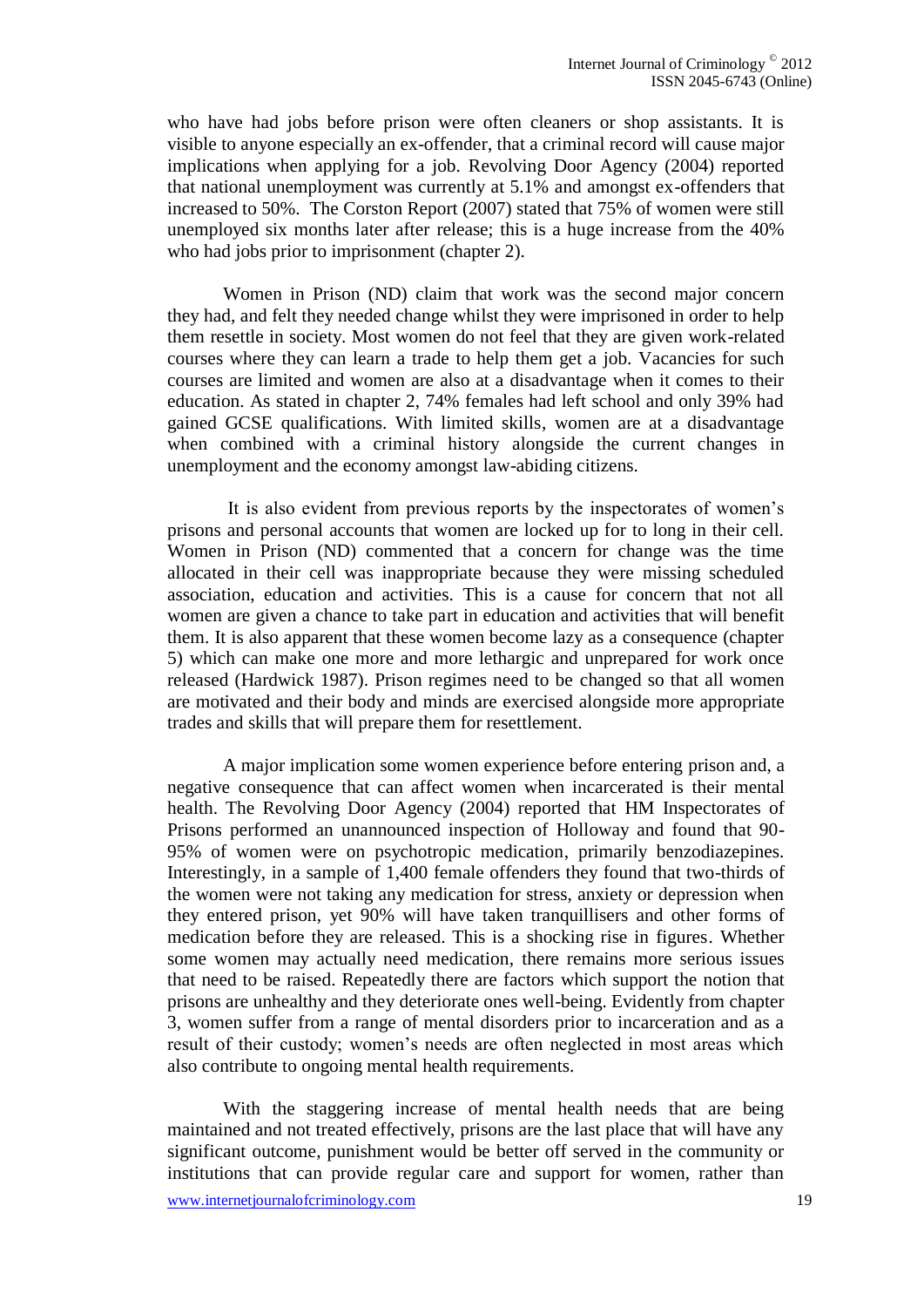who have had jobs before prison were often cleaners or shop assistants. It is visible to anyone especially an ex-offender, that a criminal record will cause major implications when applying for a job. Revolving Door Agency (2004) reported that national unemployment was currently at 5.1% and amongst ex-offenders that increased to 50%. The Corston Report (2007) stated that 75% of women were still unemployed six months later after release; this is a huge increase from the 40% who had jobs prior to imprisonment (chapter 2).

Women in Prison (ND) claim that work was the second major concern they had, and felt they needed change whilst they were imprisoned in order to help them resettle in society. Most women do not feel that they are given work-related courses where they can learn a trade to help them get a job. Vacancies for such courses are limited and women are also at a disadvantage when it comes to their education. As stated in chapter 2, 74% females had left school and only 39% had gained GCSE qualifications. With limited skills, women are at a disadvantage when combined with a criminal history alongside the current changes in unemployment and the economy amongst law-abiding citizens.

It is also evident from previous reports by the inspectorates of women's prisons and personal accounts that women are locked up for to long in their cell. Women in Prison (ND) commented that a concern for change was the time allocated in their cell was inappropriate because they were missing scheduled association, education and activities. This is a cause for concern that not all women are given a chance to take part in education and activities that will benefit them. It is also apparent that these women become lazy as a consequence (chapter 5) which can make one more and more lethargic and unprepared for work once released (Hardwick 1987). Prison regimes need to be changed so that all women are motivated and their body and minds are exercised alongside more appropriate trades and skills that will prepare them for resettlement.

A major implication some women experience before entering prison and, a negative consequence that can affect women when incarcerated is their mental health. The Revolving Door Agency (2004) reported that HM Inspectorates of Prisons performed an unannounced inspection of Holloway and found that 90-95% of women were on psychotropic medication, primarily benzodiazepines. Interestingly, in a sample of 1,400 female offenders they found that two-thirds of the women were not taking any medication for stress, anxiety or depression when they entered prison, yet 90% will have taken tranquillisers and other forms of medication before they are released. This is a shocking rise in figures. Whether some women may actually need medication, there remains more serious issues that need to be raised. Repeatedly there are factors which support the notion that prisons are unhealthy and they deteriorate ones well-being. Evidently from chapter 3, women suffer from a range of mental disorders prior to incarceration and as a result of their custody; women's needs are often neglected in most areas which also contribute to ongoing mental health requirements.

With the staggering increase of mental health needs that are being maintained and not treated effectively, prisons are the last place that will have any significant outcome, punishment would be better off served in the community or institutions that can provide regular care and support for women, rather than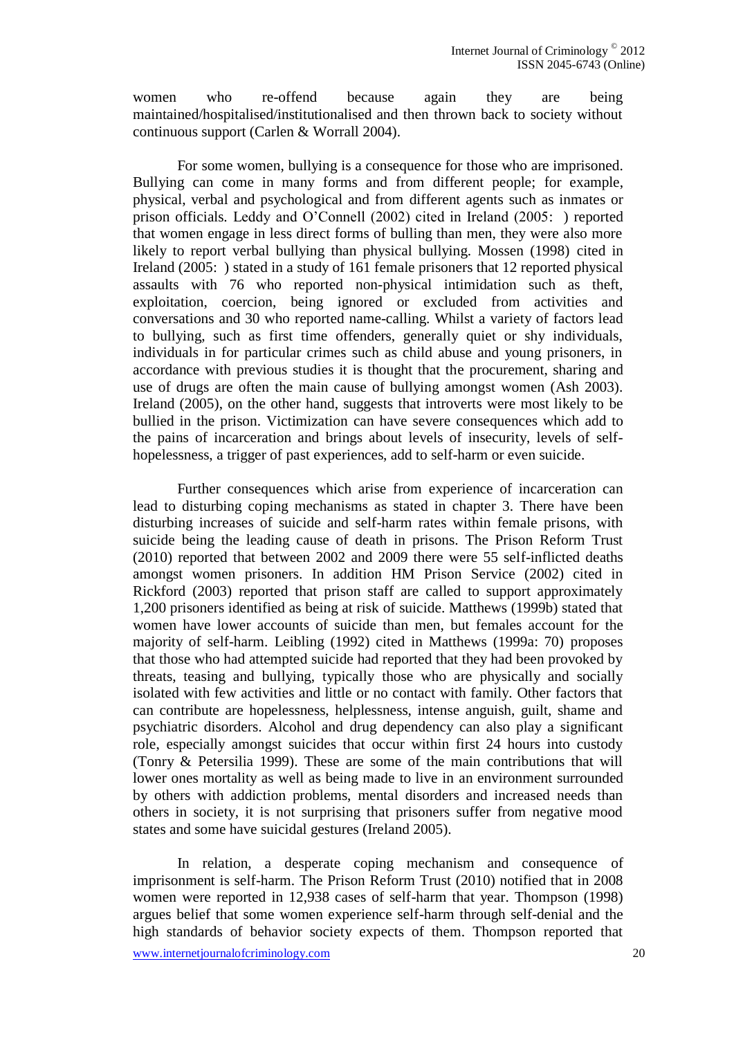women who re-offend because again they are being maintained/hospitalised/institutionalised and then thrown back to society without continuous support (Carlen & Worrall 2004).

For some women, bullying is a consequence for those who are imprisoned. Bullying can come in many forms and from different people; for example, physical, verbal and psychological and from different agents such as inmates or prison officials. Leddy and O'Connell (2002) cited in Ireland (2005: ) reported that women engage in less direct forms of bulling than men, they were also more likely to report verbal bullying than physical bullying. Mossen (1998) cited in Ireland (2005: ) stated in a study of 161 female prisoners that 12 reported physical assaults with 76 who reported non-physical intimidation such as theft, exploitation, coercion, being ignored or excluded from activities and conversations and 30 who reported name-calling. Whilst a variety of factors lead to bullying, such as first time offenders, generally quiet or shy individuals, individuals in for particular crimes such as child abuse and young prisoners, in accordance with previous studies it is thought that the procurement, sharing and use of drugs are often the main cause of bullying amongst women (Ash 2003). Ireland (2005), on the other hand, suggests that introverts were most likely to be bullied in the prison. Victimization can have severe consequences which add to the pains of incarceration and brings about levels of insecurity, levels of self-hopelessness, a trigger of past experiences, add to self-harm or even suicide.

Further consequences which arise from experience of incarceration can lead to disturbing coping mechanisms as stated in chapter 3. There have been disturbing increases of suicide and self-harm rates within female prisons, with suicide being the leading cause of death in prisons. The Prison Reform Trust (2010) reported that between 2002 and 2009 there were 55 self-inflicted deaths amongst women prisoners. In addition HM Prison Service (2002) cited in Rickford (2003) reported that prison staff are called to support approximately 1,200 prisoners identified as being at risk of suicide. Matthews (1999b) stated that women have lower accounts of suicide than men, but females account for the majority of self-harm. Leibling (1992) cited in Matthews (1999a: 70) proposes that those who had attempted suicide had reported that they had been provoked by threats, teasing and bullying, typically those who are physically and socially isolated with few activities and little or no contact with family. Other factors that can contribute are hopelessness, helplessness, intense anguish, guilt, shame and psychiatric disorders. Alcohol and drug dependency can also play a significant role, especially amongst suicides that occur within first 24 hours into custody (Tonry & Petersilia 1999). These are some of the main contributions that will lower ones mortality as well as being made to live in an environment surrounded by others with addiction problems, mental disorders and increased needs than others in society, it is not surprising that prisoners suffer from negative mood states and some have suicidal gestures (Ireland 2005).

In relation, a desperate coping mechanism and consequence of imprisonment is self-harm. The Prison Reform Trust (2010) notified that in 2008 women were reported in 12,938 cases of self-harm that year. Thompson (1998) argues belief that some women experience self-harm through self-denial and the high standards of behavior society expects of them. Thompson reported that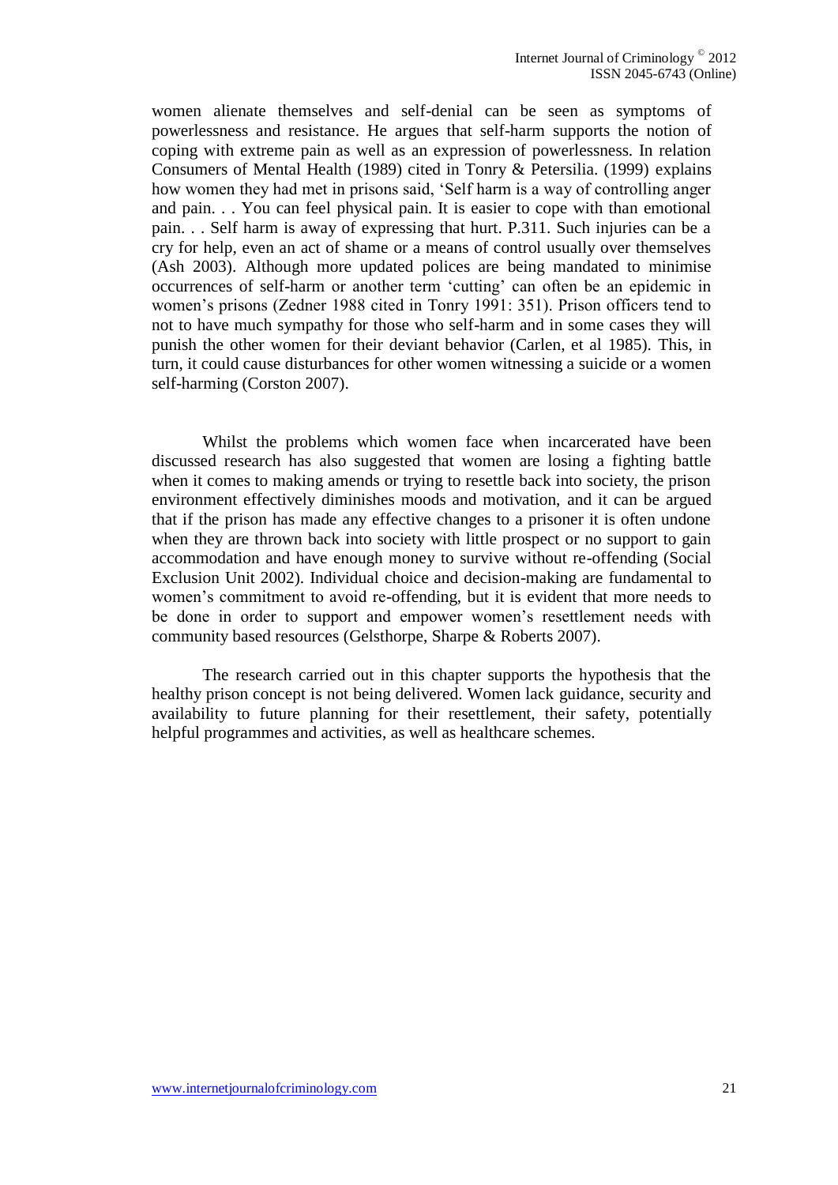women alienate themselves and self-denial can be seen as symptoms of powerlessness and resistance. He argues that self-harm supports the notion of coping with extreme pain as well as an expression of powerlessness. In relation Consumers of Mental Health (1989) cited in Tonry & Petersilia. (1999) explains how women they had met in prisons said, 'Self harm is a way of controlling anger and pain. . . You can feel physical pain. It is easier to cope with than emotional pain. . . Self harm is away of expressing that hurt. P.311. Such injuries can be a cry for help, even an act of shame or a means of control usually over themselves (Ash 2003). Although more updated polices are being mandated to minimise occurrences of self-harm or another term 'cutting' can often be an epidemic in women's prisons (Zedner 1988 cited in Tonry 1991: 351). Prison officers tend to not to have much sympathy for those who self-harm and in some cases they will punish the other women for their deviant behavior (Carlen, et al 1985). This, in turn, it could cause disturbances for other women witnessing a suicide or a women self-harming (Corston 2007).

Whilst the problems which women face when incarcerated have been discussed research has also suggested that women are losing a fighting battle when it comes to making amends or trying to resettle back into society, the prison environment effectively diminishes moods and motivation, and it can be argued that if the prison has made any effective changes to a prisoner it is often undone when they are thrown back into society with little prospect or no support to gain accommodation and have enough money to survive without re-offending (Social Exclusion Unit 2002). Individual choice and decision-making are fundamental to women's commitment to avoid re-offending, but it is evident that more needs to be done in order to support and empower women's resettlement needs with community based resources (Gelsthorpe, Sharpe & Roberts 2007).

The research carried out in this chapter supports the hypothesis that the healthy prison concept is not being delivered. Women lack guidance, security and availability to future planning for their resettlement, their safety, potentially helpful programmes and activities, as well as healthcare schemes.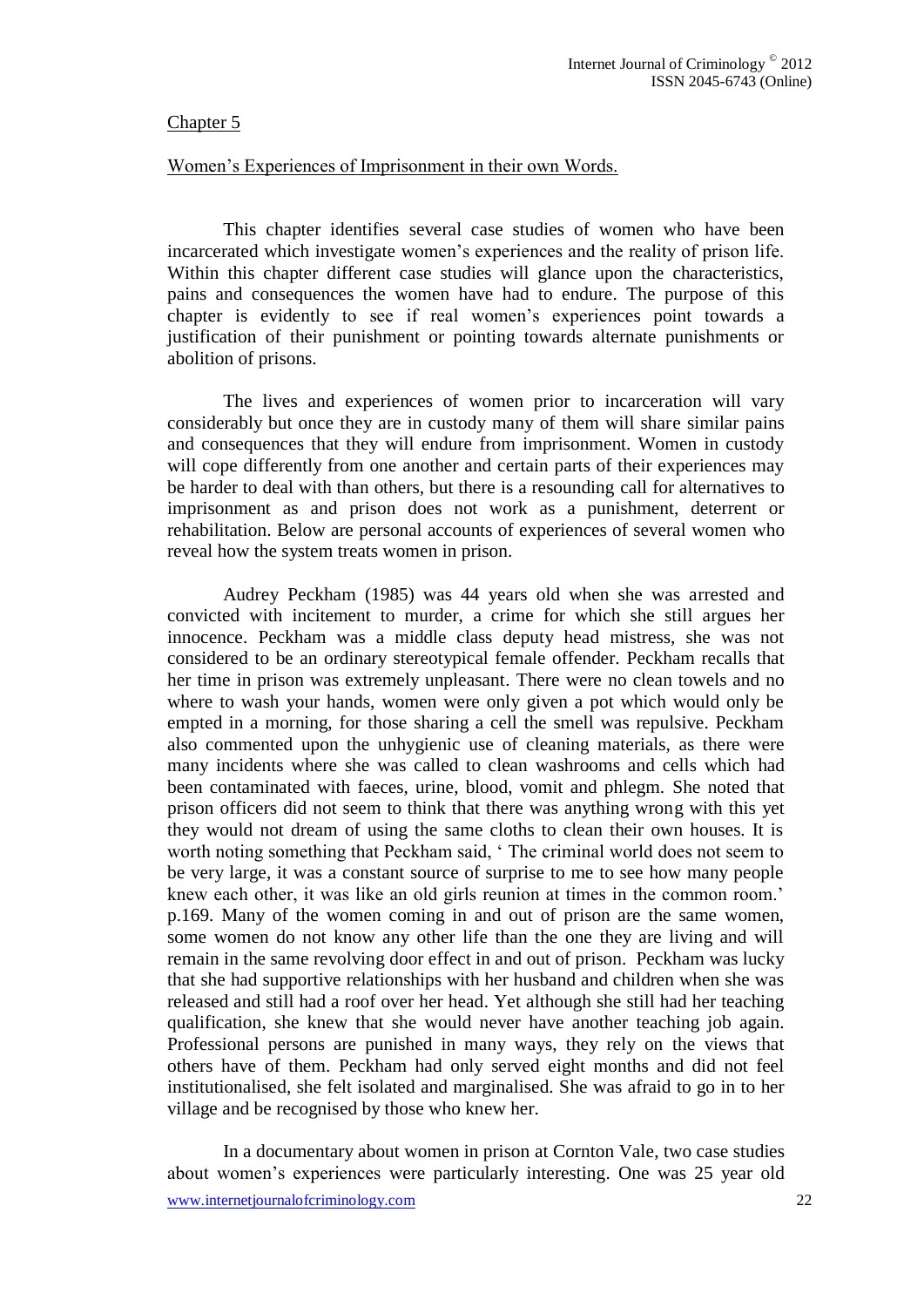## Chapter 5

## Women's Experiences of Imprisonment in their own Words.

This chapter identifies several case studies of women who have been incarcerated which investigate women's experiences and the reality of prison life. Within this chapter different case studies will glance upon the characteristics, pains and consequences the women have had to endure. The purpose of this chapter is evidently to see if real women's experiences point towards a justification of their punishment or pointing towards alternate punishments or abolition of prisons.

The lives and experiences of women prior to incarceration will vary considerably but once they are in custody many of them will share similar pains and consequences that they will endure from imprisonment. Women in custody will cope differently from one another and certain parts of their experiences may be harder to deal with than others, but there is a resounding call for alternatives to imprisonment as and prison does not work as a punishment, deterrent or rehabilitation. Below are personal accounts of experiences of several women who reveal how the system treats women in prison.

Audrey Peckham (1985) was 44 years old when she was arrested and convicted with incitement to murder, a crime for which she still argues her innocence. Peckham was a middle class deputy head mistress, she was not considered to be an ordinary stereotypical female offender. Peckham recalls that her time in prison was extremely unpleasant. There were no clean towels and no where to wash your hands, women were only given a pot which would only be empted in a morning, for those sharing a cell the smell was repulsive. Peckham also commented upon the unhygienic use of cleaning materials, as there were many incidents where she was called to clean washrooms and cells which had been contaminated with faeces, urine, blood, vomit and phlegm. She noted that prison officers did not seem to think that there was anything wrong with this yet they would not dream of using the same cloths to clean their own houses. It is worth noting something that Peckham said, ' The criminal world does not seem to be very large, it was a constant source of surprise to me to see how many people knew each other, it was like an old girls reunion at times in the common room.' p.169. Many of the women coming in and out of prison are the same women, some women do not know any other life than the one they are living and will remain in the same revolving door effect in and out of prison. Peckham was lucky that she had supportive relationships with her husband and children when she was released and still had a roof over her head. Yet although she still had her teaching qualification, she knew that she would never have another teaching job again. Professional persons are punished in many ways, they rely on the views that others have of them. Peckham had only served eight months and did not feel institutionalised, she felt isolated and marginalised. She was afraid to go in to her village and be recognised by those who knew her.

In a documentary about women in prison at Cornton Vale, two case studies about women's experiences were particularly interesting. One was 25 year old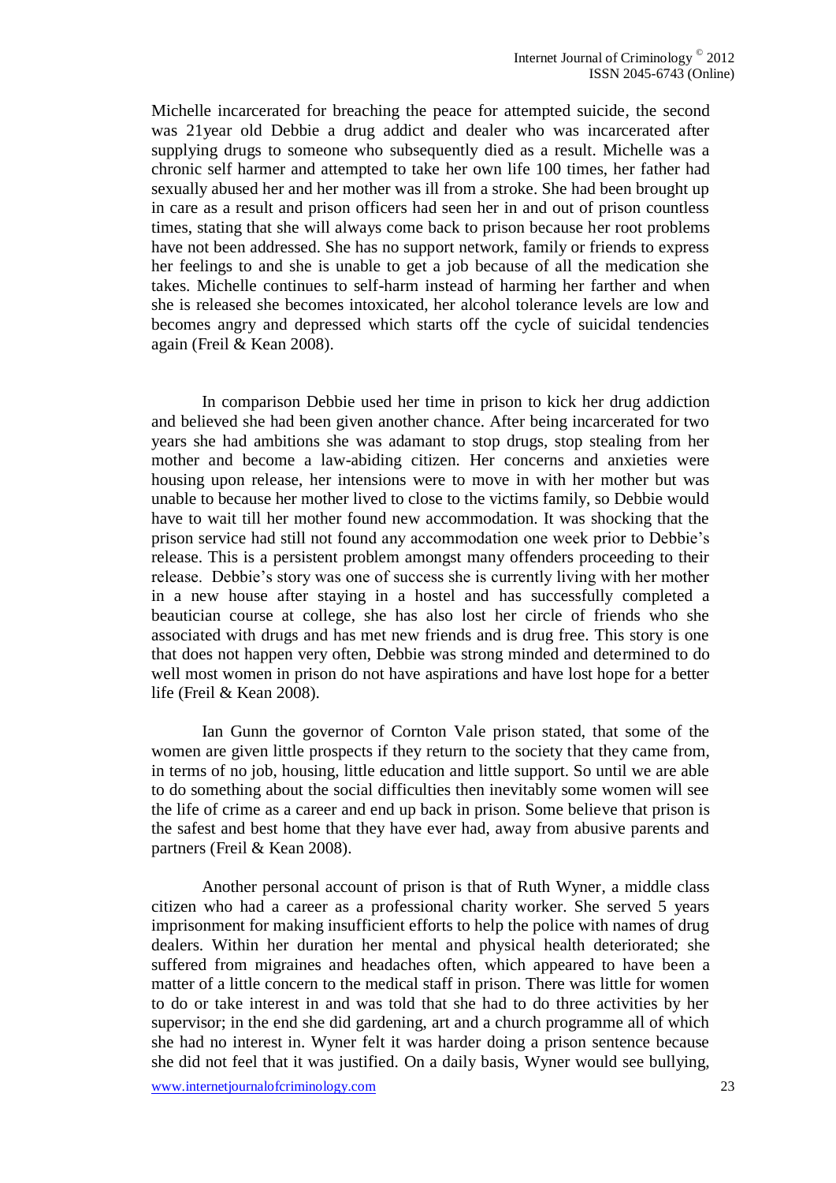Michelle incarcerated for breaching the peace for attempted suicide, the second was 21year old Debbie a drug addict and dealer who was incarcerated after supplying drugs to someone who subsequently died as a result. Michelle was a chronic self harmer and attempted to take her own life 100 times, her father had sexually abused her and her mother was ill from a stroke. She had been brought up in care as a result and prison officers had seen her in and out of prison countless times, stating that she will always come back to prison because her root problems have not been addressed. She has no support network, family or friends to express her feelings to and she is unable to get a job because of all the medication she takes. Michelle continues to self-harm instead of harming her farther and when she is released she becomes intoxicated, her alcohol tolerance levels are low and becomes angry and depressed which starts off the cycle of suicidal tendencies again (Freil & Kean 2008).

In comparison Debbie used her time in prison to kick her drug addiction and believed she had been given another chance. After being incarcerated for two years she had ambitions she was adamant to stop drugs, stop stealing from her mother and become a law-abiding citizen. Her concerns and anxieties were housing upon release, her intensions were to move in with her mother but was unable to because her mother lived to close to the victims family, so Debbie would have to wait till her mother found new accommodation. It was shocking that the prison service had still not found any accommodation one week prior to Debbie's release. This is a persistent problem amongst many offenders proceeding to their release. Debbie's story was one of success she is currently living with her mother in a new house after staying in a hostel and has successfully completed a beautician course at college, she has also lost her circle of friends who she associated with drugs and has met new friends and is drug free. This story is one that does not happen very often, Debbie was strong minded and determined to do well most women in prison do not have aspirations and have lost hope for a better life (Freil & Kean 2008).

Ian Gunn the governor of Cornton Vale prison stated, that some of the women are given little prospects if they return to the society that they came from, in terms of no job, housing, little education and little support. So until we are able to do something about the social difficulties then inevitably some women will see the life of crime as a career and end up back in prison. Some believe that prison is the safest and best home that they have ever had, away from abusive parents and partners (Freil & Kean 2008).

Another personal account of prison is that of Ruth Wyner, a middle class citizen who had a career as a professional charity worker. She served 5 years imprisonment for making insufficient efforts to help the police with names of drug dealers. Within her duration her mental and physical health deteriorated; she suffered from migraines and headaches often, which appeared to have been a matter of a little concern to the medical staff in prison. There was little for women to do or take interest in and was told that she had to do three activities by her supervisor; in the end she did gardening, art and a church programme all of which she had no interest in. Wyner felt it was harder doing a prison sentence because she did not feel that it was justified. On a daily basis, Wyner would see bullying,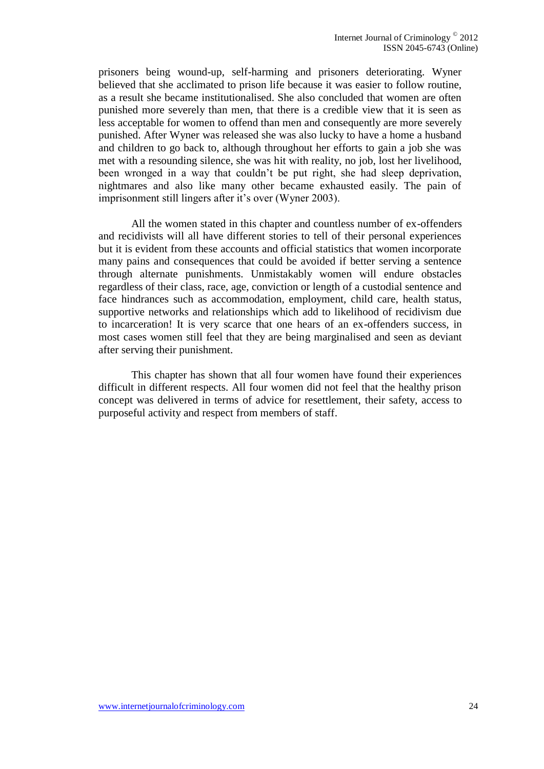prisoners being wound-up, self-harming and prisoners deteriorating. Wyner believed that she acclimated to prison life because it was easier to follow routine, as a result she became institutionalised. She also concluded that women are often punished more severely than men, that there is a credible view that it is seen as less acceptable for women to offend than men and consequently are more severely punished. After Wyner was released she was also lucky to have a home a husband and children to go back to, although throughout her efforts to gain a job she was met with a resounding silence, she was hit with reality, no job, lost her livelihood, been wronged in a way that couldn't be put right, she had sleep deprivation, nightmares and also like many other became exhausted easily. The pain of imprisonment still lingers after it's over (Wyner 2003).

All the women stated in this chapter and countless number of ex-offenders and recidivists will all have different stories to tell of their personal experiences but it is evident from these accounts and official statistics that women incorporate many pains and consequences that could be avoided if better serving a sentence through alternate punishments. Unmistakably women will endure obstacles regardless of their class, race, age, conviction or length of a custodial sentence and face hindrances such as accommodation, employment, child care, health status, supportive networks and relationships which add to likelihood of recidivism due to incarceration! It is very scarce that one hears of an ex-offenders success, in most cases women still feel that they are being marginalised and seen as deviant after serving their punishment.

This chapter has shown that all four women have found their experiences difficult in different respects. All four women did not feel that the healthy prison concept was delivered in terms of advice for resettlement, their safety, access to purposeful activity and respect from members of staff.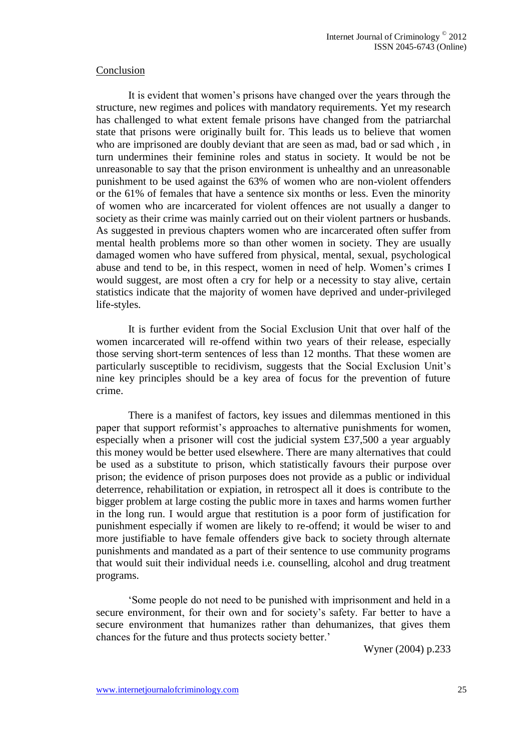## Conclusion

It is evident that women's prisons have changed over the years through the structure, new regimes and polices with mandatory requirements. Yet my research has challenged to what extent female prisons have changed from the patriarchal state that prisons were originally built for. This leads us to believe that women who are imprisoned are doubly deviant that are seen as mad, bad or sad which , in turn undermines their feminine roles and status in society. It would be not be unreasonable to say that the prison environment is unhealthy and an unreasonable punishment to be used against the 63% of women who are non-violent offenders or the 61% of females that have a sentence six months or less. Even the minority of women who are incarcerated for violent offences are not usually a danger to society as their crime was mainly carried out on their violent partners or husbands. As suggested in previous chapters women who are incarcerated often suffer from mental health problems more so than other women in society. They are usually damaged women who have suffered from physical, mental, sexual, psychological abuse and tend to be, in this respect, women in need of help. Women's crimes I would suggest, are most often a cry for help or a necessity to stay alive, certain statistics indicate that the majority of women have deprived and under-privileged life-styles.

It is further evident from the Social Exclusion Unit that over half of the women incarcerated will re-offend within two years of their release, especially those serving short-term sentences of less than 12 months. That these women are particularly susceptible to recidivism, suggests that the Social Exclusion Unit's nine key principles should be a key area of focus for the prevention of future crime.

There is a manifest of factors, key issues and dilemmas mentioned in this paper that support reformist's approaches to alternative punishments for women, especially when a prisoner will cost the judicial system £37,500 a year arguably this money would be better used elsewhere. There are many alternatives that could be used as a substitute to prison, which statistically favours their purpose over prison; the evidence of prison purposes does not provide as a public or individual deterrence, rehabilitation or expiation, in retrospect all it does is contribute to the bigger problem at large costing the public more in taxes and harms women further in the long run. I would argue that restitution is a poor form of justification for punishment especially if women are likely to re-offend; it would be wiser to and more justifiable to have female offenders give back to society through alternate punishments and mandated as a part of their sentence to use community programs that would suit their individual needs i.e. counselling, alcohol and drug treatment programs.

'Some people do not need to be punished with imprisonment and held in a secure environment, for their own and for society's safety. Far better to have a secure environment that humanizes rather than dehumanizes, that gives them chances for the future and thus protects society better.'

Wyner (2004) p.233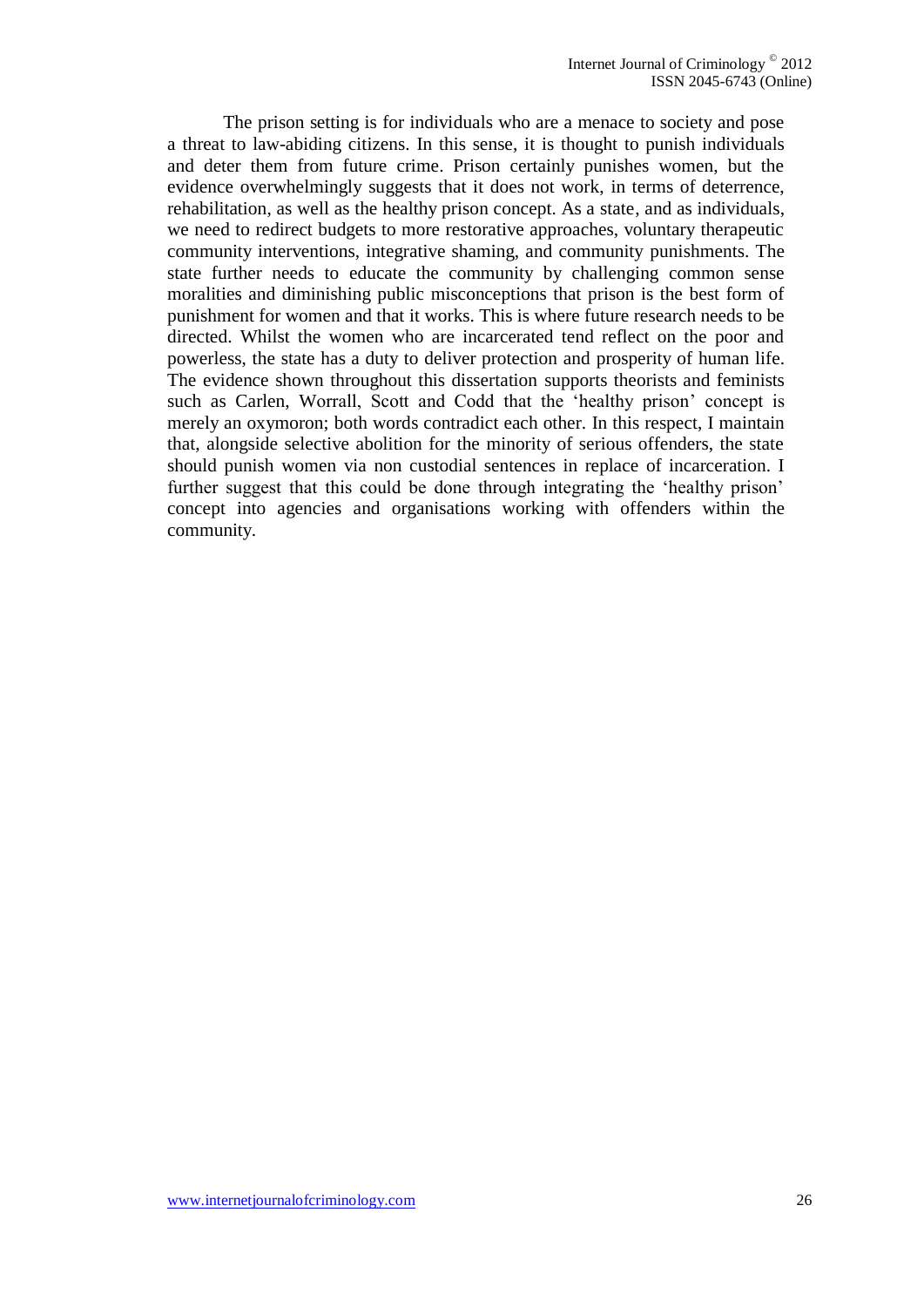The prison setting is for individuals who are a menace to society and pose a threat to law-abiding citizens. In this sense, it is thought to punish individuals and deter them from future crime. Prison certainly punishes women, but the evidence overwhelmingly suggests that it does not work, in terms of deterrence, rehabilitation, as well as the healthy prison concept. As a state, and as individuals, we need to redirect budgets to more restorative approaches, voluntary therapeutic community interventions, integrative shaming, and community punishments. The state further needs to educate the community by challenging common sense moralities and diminishing public misconceptions that prison is the best form of punishment for women and that it works. This is where future research needs to be directed. Whilst the women who are incarcerated tend reflect on the poor and powerless, the state has a duty to deliver protection and prosperity of human life. The evidence shown throughout this dissertation supports theorists and feminists such as Carlen, Worrall, Scott and Codd that the 'healthy prison' concept is merely an oxymoron; both words contradict each other. In this respect, I maintain that, alongside selective abolition for the minority of serious offenders, the state should punish women via non custodial sentences in replace of incarceration. I further suggest that this could be done through integrating the 'healthy prison' concept into agencies and organisations working with offenders within the community.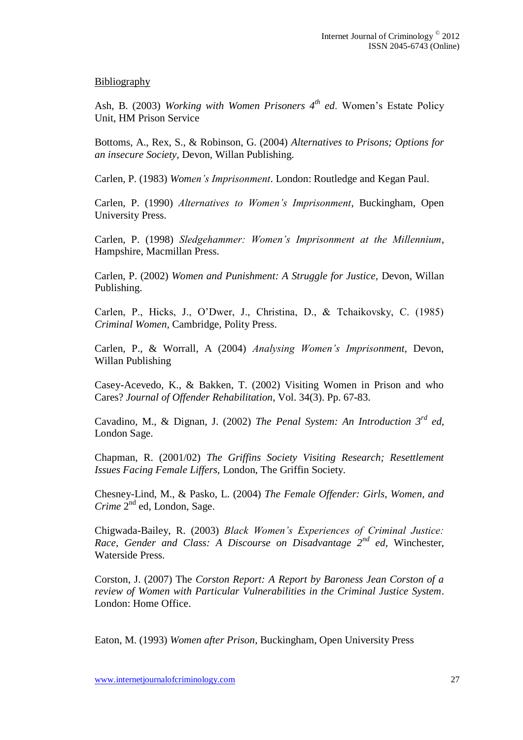Bibliography

Ash, B. (2003) *Working with Women Prisoners 4th ed*. Women's Estate Policy Unit, HM Prison Service

Bottoms, A., Rex, S., & Robinson, G. (2004) *Alternatives to Prisons; Options for an insecure Society*, Devon, Willan Publishing.

Carlen, P. (1983) *Women's Imprisonment*. London: Routledge and Kegan Paul.

Carlen, P. (1990) *Alternatives to Women's Imprisonment*, Buckingham, Open University Press.

Carlen, P. (1998) *Sledgehammer: Women's Imprisonment at the Millennium*, Hampshire, Macmillan Press.

Carlen, P. (2002) *Women and Punishment: A Struggle for Justice*, Devon, Willan Publishing.

Carlen, P., Hicks, J., O'Dwer, J., Christina, D., & Tchaikovsky, C. (1985) *Criminal Women*, Cambridge, Polity Press.

Carlen, P., & Worrall, A (2004) *Analysing Women's Imprisonment*, Devon, Willan Publishing

Casey-Acevedo, K., & Bakken, T. (2002) Visiting Women in Prison and who Cares? *Journal of Offender Rehabilitation*, Vol. 34(3). Pp. 67-83.

Cavadino, M., & Dignan, J. (2002) *The Penal System: An Introduction 3rd ed*, London Sage.

Chapman, R. (2001/02) *The Griffins Society Visiting Research; Resettlement Issues Facing Female Liffers*, London, The Griffin Society.

Chesney-Lind, M., & Pasko, L. (2004) *The Female Offender: Girls, Women, and Crime* 2nd ed, London, Sage.

Chigwada-Bailey, R. (2003) *Black Women's Experiences of Criminal Justice: Race, Gender and Class: A Discourse on Disadvantage 2nd ed*, Winchester, Waterside Press.

Corston, J. (2007) The *Corston Report: A Report by Baroness Jean Corston of a review of Women with Particular Vulnerabilities in the Criminal Justice System*. London: Home Office.

Eaton, M. (1993) *Women after Prison*, Buckingham, Open University Press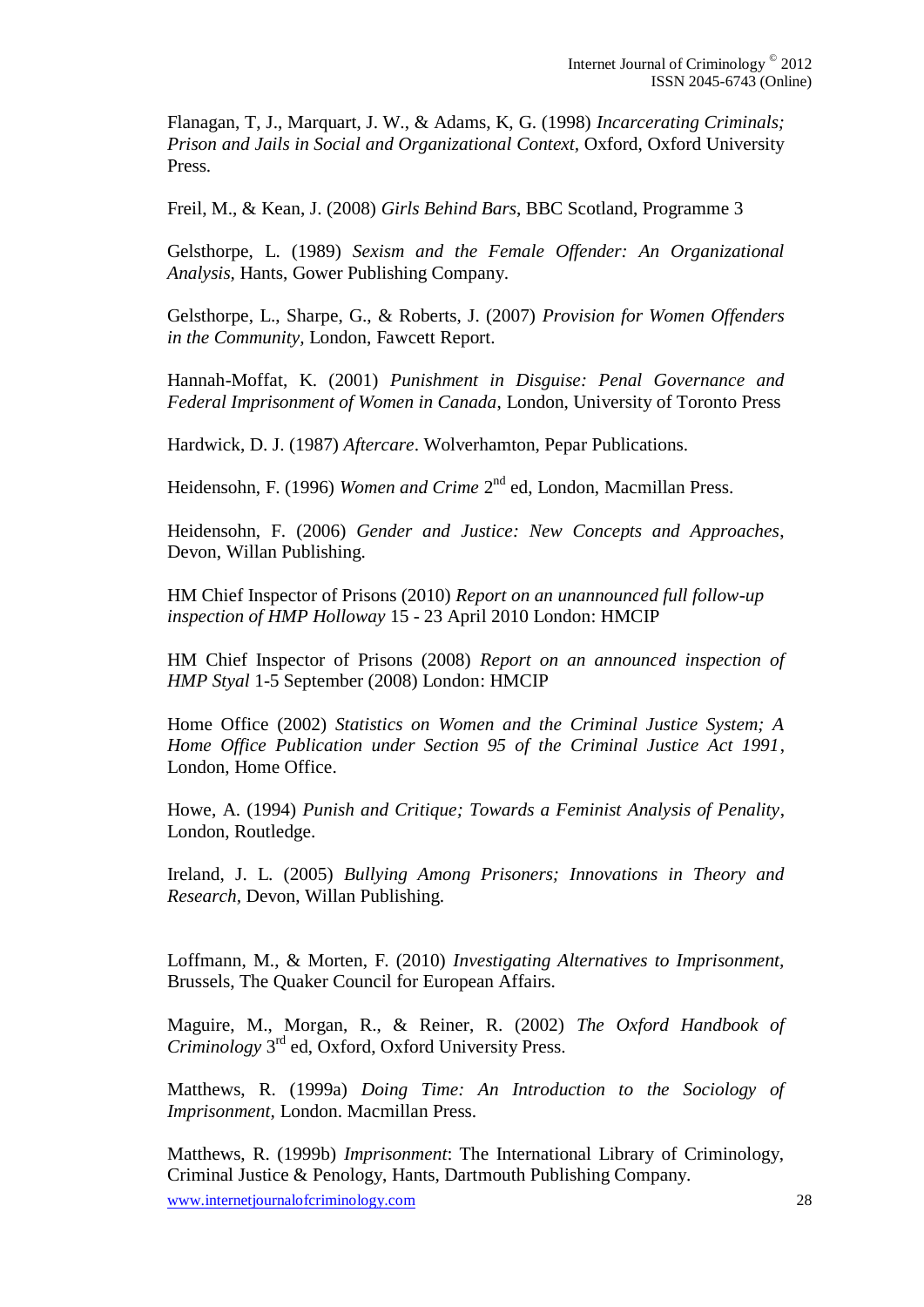Flanagan, T, J., Marquart, J. W., & Adams, K, G. (1998) *Incarcerating Criminals; Prison and Jails in Social and Organizational Context,* Oxford, Oxford University Press.

Freil, M., & Kean, J. (2008) *Girls Behind Bars*, BBC Scotland, Programme 3

Gelsthorpe, L. (1989) *Sexism and the Female Offender: An Organizational Analysis*, Hants, Gower Publishing Company.

Gelsthorpe, L., Sharpe, G., & Roberts, J. (2007) *Provision for Women Offenders in the Community*, London, Fawcett Report.

Hannah-Moffat, K. (2001) *Punishment in Disguise: Penal Governance and Federal Imprisonment of Women in Canada*, London, University of Toronto Press

Hardwick, D. J. (1987) *Aftercare*. Wolverhamton, Pepar Publications.

Heidensohn, F. (1996) *Women and Crime* 2nd ed, London, Macmillan Press.

Heidensohn, F. (2006) *Gender and Justice: New Concepts and Approaches*, Devon, Willan Publishing.

HM Chief Inspector of Prisons (2010) *Report on an unannounced full follow-up inspection of HMP Holloway* 15 - 23 April 2010 London: HMCIP

HM Chief Inspector of Prisons (2008) *Report on an announced inspection of HMP Styal* 1-5 September (2008) London: HMCIP

Home Office (2002) *Statistics on Women and the Criminal Justice System; A Home Office Publication under Section 95 of the Criminal Justice Act 1991*, London, Home Office.

Howe, A. (1994) *Punish and Critique; Towards a Feminist Analysis of Penality*, London, Routledge.

Ireland, J. L. (2005) *Bullying Among Prisoners; Innovations in Theory and Research,* Devon, Willan Publishing.

Loffmann, M., & Morten, F. (2010) *Investigating Alternatives to Imprisonment,* Brussels, The Quaker Council for European Affairs.

Maguire, M., Morgan, R., & Reiner, R. (2002) *The Oxford Handbook of Criminology* 3rd ed, Oxford, Oxford University Press.

Matthews, R. (1999a) *Doing Time: An Introduction to the Sociology of Imprisonment,* London. Macmillan Press.

Matthews, R. (1999b) *Imprisonment*: The International Library of Criminology, Criminal Justice & Penology, Hants, Dartmouth Publishing Company.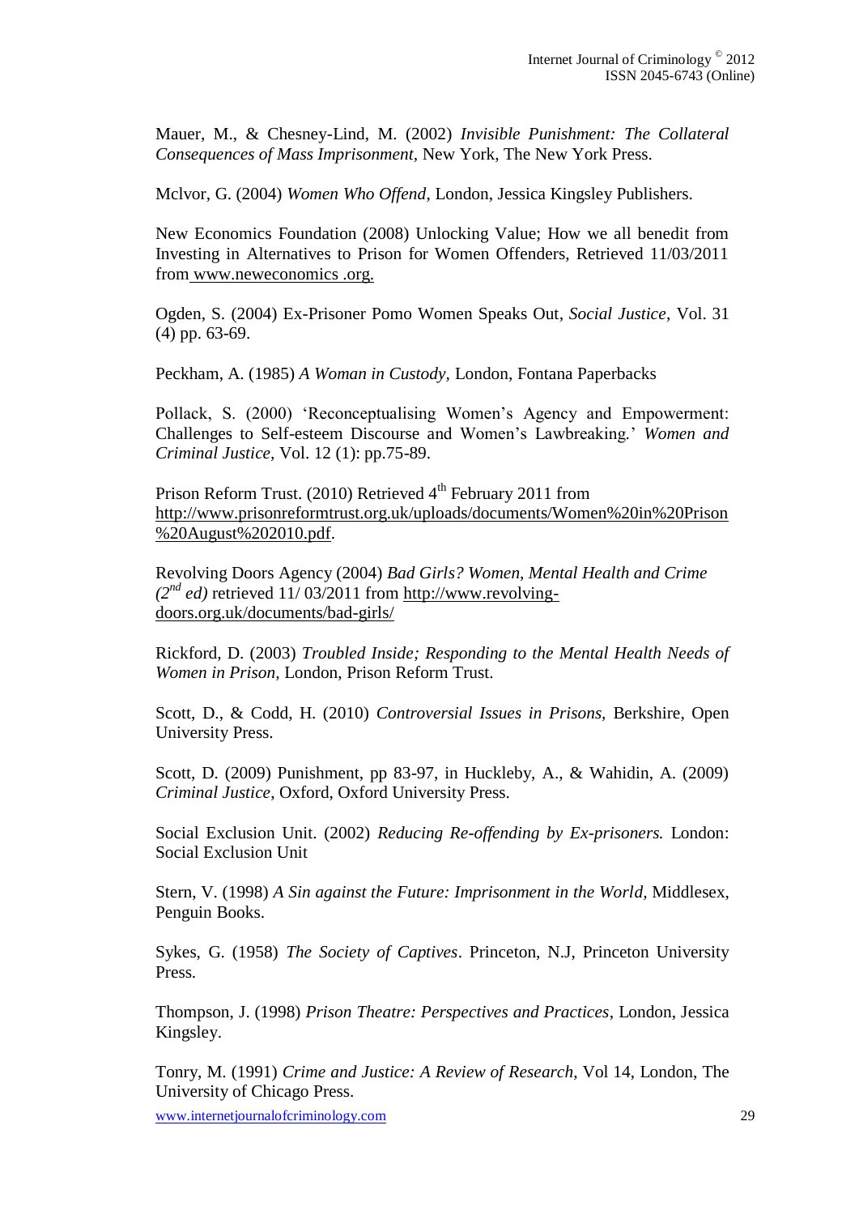Mauer, M., & Chesney-Lind, M. (2002) *Invisible Punishment: The Collateral Consequences of Mass Imprisonment,* New York, The New York Press.

Mclvor, G. (2004) *Women Who Offend,* London, Jessica Kingsley Publishers.

New Economics Foundation (2008) Unlocking Value; How we all benedit from Investing in Alternatives to Prison for Women Offenders, Retrieved 11/03/2011 from www.neweconomics .org.

Ogden, S. (2004) Ex-Prisoner Pomo Women Speaks Out, *Social Justice*, Vol. 31 (4) pp. 63-69.

Peckham, A. (1985) *A Woman in Custody,* London, Fontana Paperbacks

Pollack, S. (2000) 'Reconceptualising Women's Agency and Empowerment: Challenges to Self-esteem Discourse and Women's Lawbreaking.' *Women and Criminal Justice,* Vol. 12 (1): pp.75-89.

Prison Reform Trust. (2010) Retrieved 4th February 2011 from http://www.prisonreformtrust.org.uk/uploads/documents/Women%20in%20Prison%20August%202010.pdf.

Revolving Doors Agency (2004) *Bad Girls? Women, Mental Health and Crime (2nd ed)* retrieved 11/ 03/2011 from http://www.revolving-doors.org.uk/documents/bad-girls/

Rickford, D. (2003) *Troubled Inside; Responding to the Mental Health Needs of Women in Prison,* London, Prison Reform Trust.

Scott, D., & Codd, H. (2010) *Controversial Issues in Prisons,* Berkshire, Open University Press.

Scott, D. (2009) Punishment, pp 83-97, in Huckleby, A., & Wahidin, A. (2009) *Criminal Justice*, Oxford, Oxford University Press.

Social Exclusion Unit. (2002) *Reducing Re-offending by Ex-prisoners.* London: Social Exclusion Unit

Stern, V. (1998) *A Sin against the Future: Imprisonment in the World,* Middlesex, Penguin Books.

Sykes, G. (1958) *The Society of Captives*. Princeton, N.J, Princeton University Press.

Thompson, J. (1998) *Prison Theatre: Perspectives and Practices*, London, Jessica Kingsley.

Tonry, M. (1991) *Crime and Justice: A Review of Research*, Vol 14, London, The University of Chicago Press.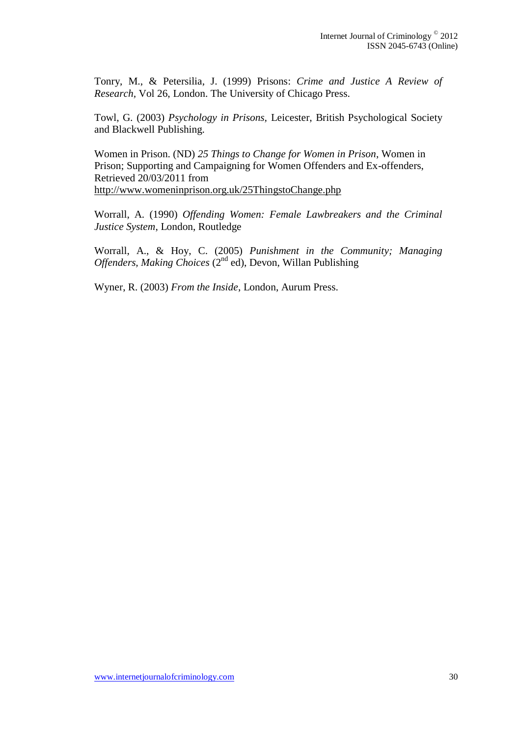Tonry, M., & Petersilia, J. (1999) Prisons: *Crime and Justice A Review of Research*, Vol 26, London. The University of Chicago Press.

Towl, G. (2003) *Psychology in Prisons*, Leicester, British Psychological Society and Blackwell Publishing.

Women in Prison. (ND) *25 Things to Change for Women in Prison*, Women in Prison; Supporting and Campaigning for Women Offenders and Ex-offenders, Retrieved 20/03/2011 from http://www.womeninprison.org.uk/25ThingstoChange.php

Worrall, A. (1990) *Offending Women: Female Lawbreakers and the Criminal Justice System*, London, Routledge

Worrall, A., & Hoy, C. (2005) *Punishment in the Community; Managing Offenders, Making Choices* (2nd ed), Devon, Willan Publishing

Wyner, R. (2003) *From the Inside*, London, Aurum Press.